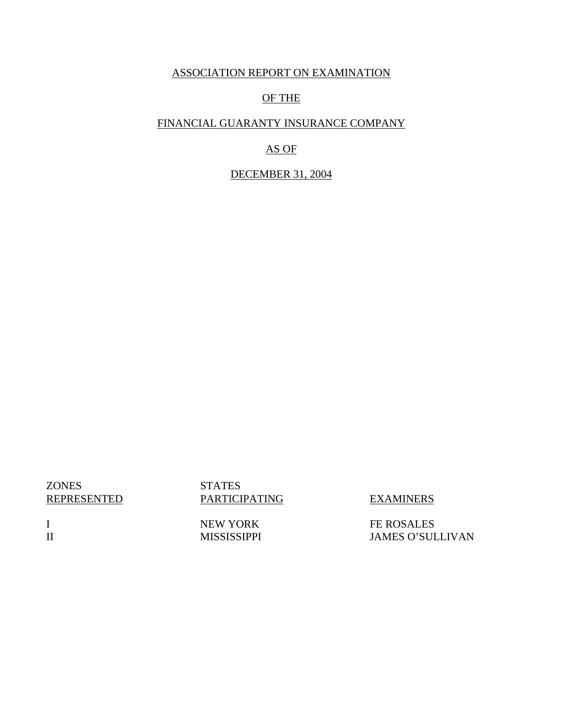# ASSOCIATION REPORT ON EXAMINATION

# OF THE

# FINANCIAL GUARANTY INSURANCE COMPANY

# AS OF

# DECEMBER 31, 2004

| ZONES REPRESENTED | STATES PARTICIPATING | EXAMINERS |
| --- | --- | --- |
| I | NEW YORK | FE ROSALES |
| II | MISSISSIPPI | JAMES O'SULLIVAN |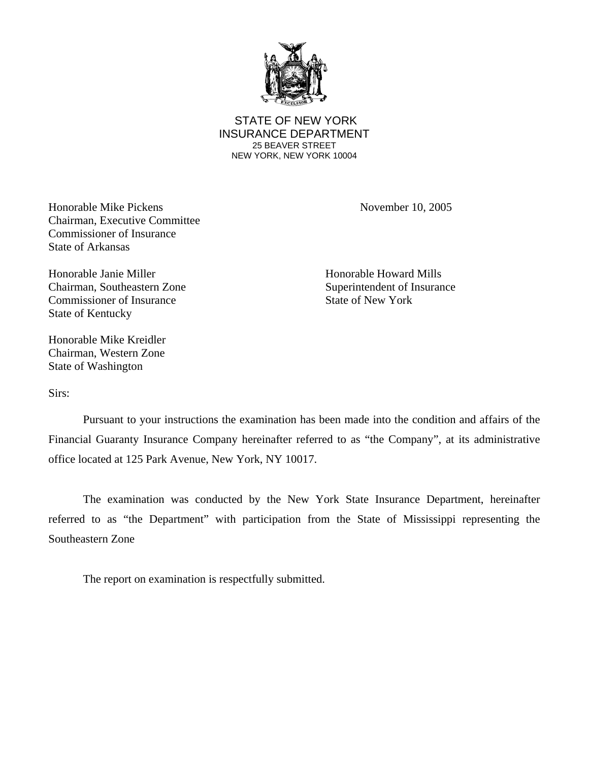STATE OF NEW YORK
INSURANCE DEPARTMENT
25 BEAVER STREET
NEW YORK, NEW YORK 10004

November 10, 2005

Honorable Mike Pickens
Chairman, Executive Committee
Commissioner of Insurance
State of Arkansas

Honorable Janie Miller
Chairman, Southeastern Zone
Commissioner of Insurance
State of Kentucky

Honorable Howard Mills
Superintendent of Insurance
State of New York

Honorable Mike Kreidler
Chairman, Western Zone
State of Washington

Sirs:

Pursuant to your instructions the examination has been made into the condition and affairs of the Financial Guaranty Insurance Company hereinafter referred to as "the Company", at its administrative office located at 125 Park Avenue, New York, NY 10017.

The examination was conducted by the New York State Insurance Department, hereinafter referred to as "the Department" with participation from the State of Mississippi representing the Southeastern Zone

The report on examination is respectfully submitted.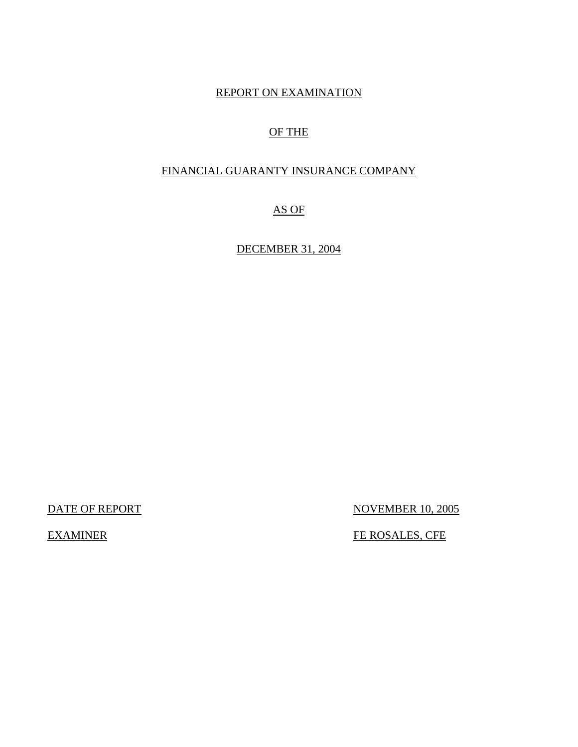REPORT ON EXAMINATION

OF THE

FINANCIAL GUARANTY INSURANCE COMPANY

AS OF

DECEMBER 31, 2004

| | |
|---|---|
| DATE OF REPORT | NOVEMBER 10, 2005 |
| EXAMINER | FE ROSALES, CFE |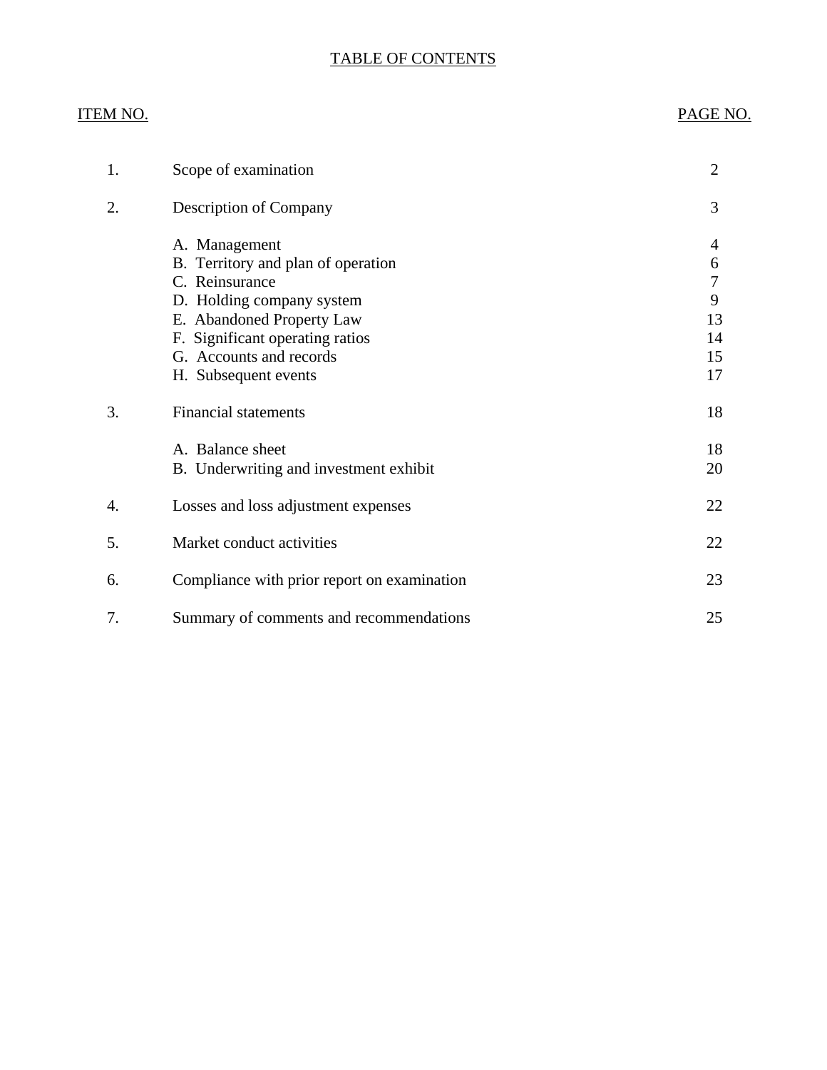# TABLE OF CONTENTS

| ITEM NO. | | PAGE NO. |
|---|---|---|
| 1. | Scope of examination | 2 |
| 2. | Description of Company | 3 |
| | A. Management | 4 |
| | B. Territory and plan of operation | 6 |
| | C. Reinsurance | 7 |
| | D. Holding company system | 9 |
| | E. Abandoned Property Law | 13 |
| | F. Significant operating ratios | 14 |
| | G. Accounts and records | 15 |
| | H. Subsequent events | 17 |
| 3. | Financial statements | 18 |
| | A. Balance sheet | 18 |
| | B. Underwriting and investment exhibit | 20 |
| 4. | Losses and loss adjustment expenses | 22 |
| 5. | Market conduct activities | 22 |
| 6. | Compliance with prior report on examination | 23 |
| 7. | Summary of comments and recommendations | 25 |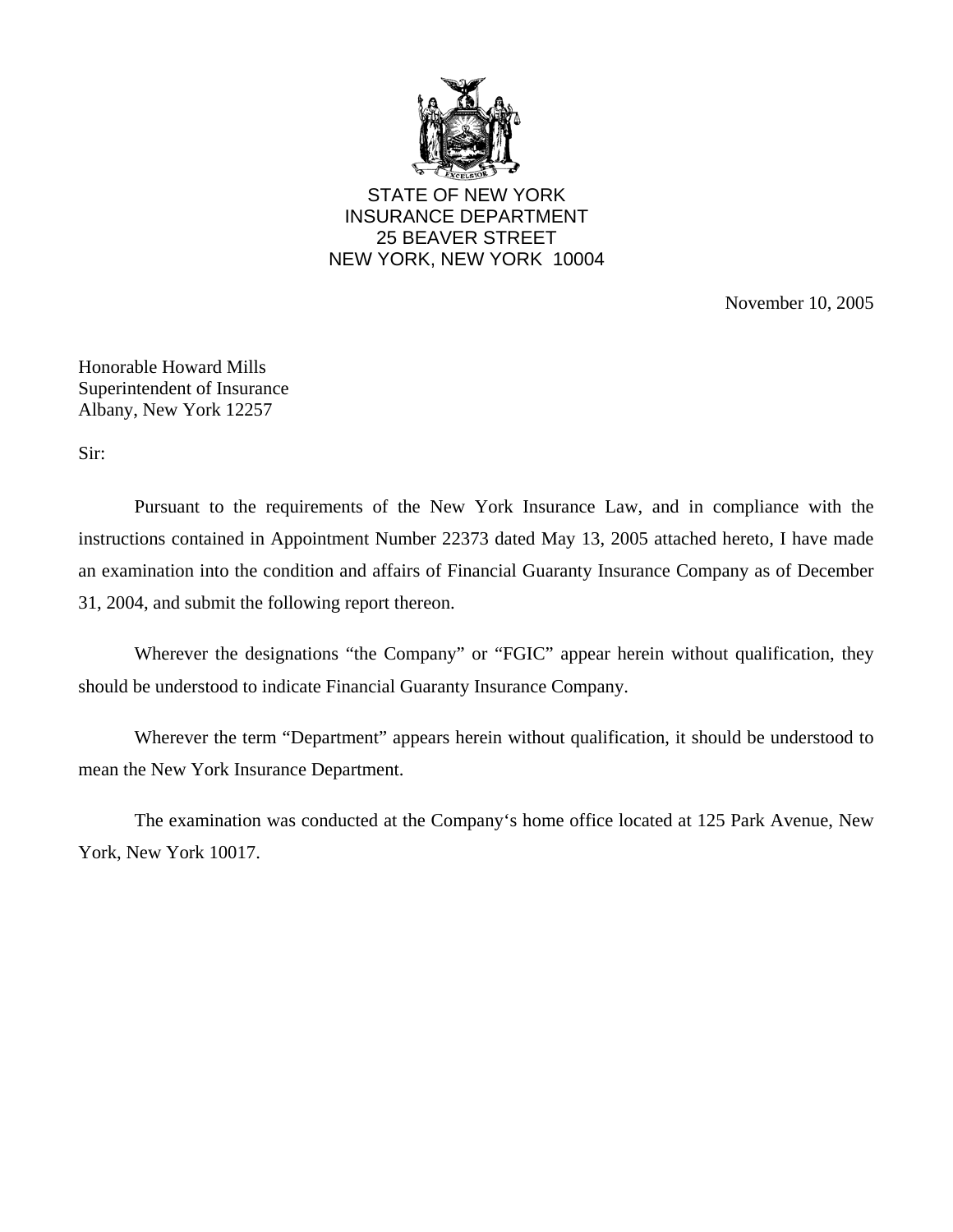STATE OF NEW YORK
INSURANCE DEPARTMENT
25 BEAVER STREET
NEW YORK, NEW YORK 10004

November 10, 2005

Honorable Howard Mills
Superintendent of Insurance
Albany, New York 12257

Sir:

Pursuant to the requirements of the New York Insurance Law, and in compliance with the instructions contained in Appointment Number 22373 dated May 13, 2005 attached hereto, I have made an examination into the condition and affairs of Financial Guaranty Insurance Company as of December 31, 2004, and submit the following report thereon.

Wherever the designations "the Company" or "FGIC" appear herein without qualification, they should be understood to indicate Financial Guaranty Insurance Company.

Wherever the term "Department" appears herein without qualification, it should be understood to mean the New York Insurance Department.

The examination was conducted at the Company's home office located at 125 Park Avenue, New York, New York 10017.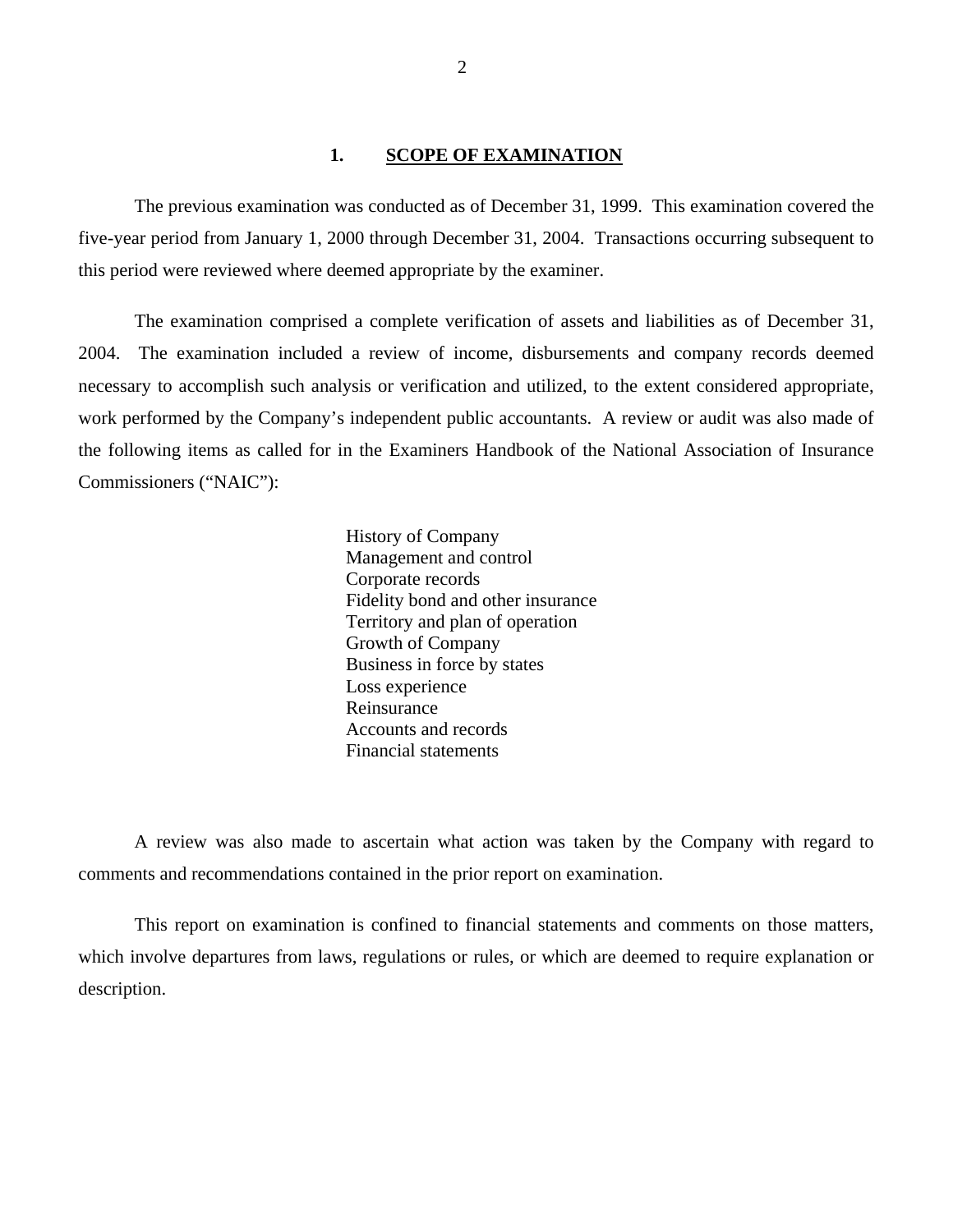## 1. SCOPE OF EXAMINATION

The previous examination was conducted as of December 31, 1999. This examination covered the five-year period from January 1, 2000 through December 31, 2004. Transactions occurring subsequent to this period were reviewed where deemed appropriate by the examiner.

The examination comprised a complete verification of assets and liabilities as of December 31, 2004. The examination included a review of income, disbursements and company records deemed necessary to accomplish such analysis or verification and utilized, to the extent considered appropriate, work performed by the Company's independent public accountants. A review or audit was also made of the following items as called for in the Examiners Handbook of the National Association of Insurance Commissioners ("NAIC"):

History of Company
Management and control
Corporate records
Fidelity bond and other insurance
Territory and plan of operation
Growth of Company
Business in force by states
Loss experience
Reinsurance
Accounts and records
Financial statements

A review was also made to ascertain what action was taken by the Company with regard to comments and recommendations contained in the prior report on examination.

This report on examination is confined to financial statements and comments on those matters, which involve departures from laws, regulations or rules, or which are deemed to require explanation or description.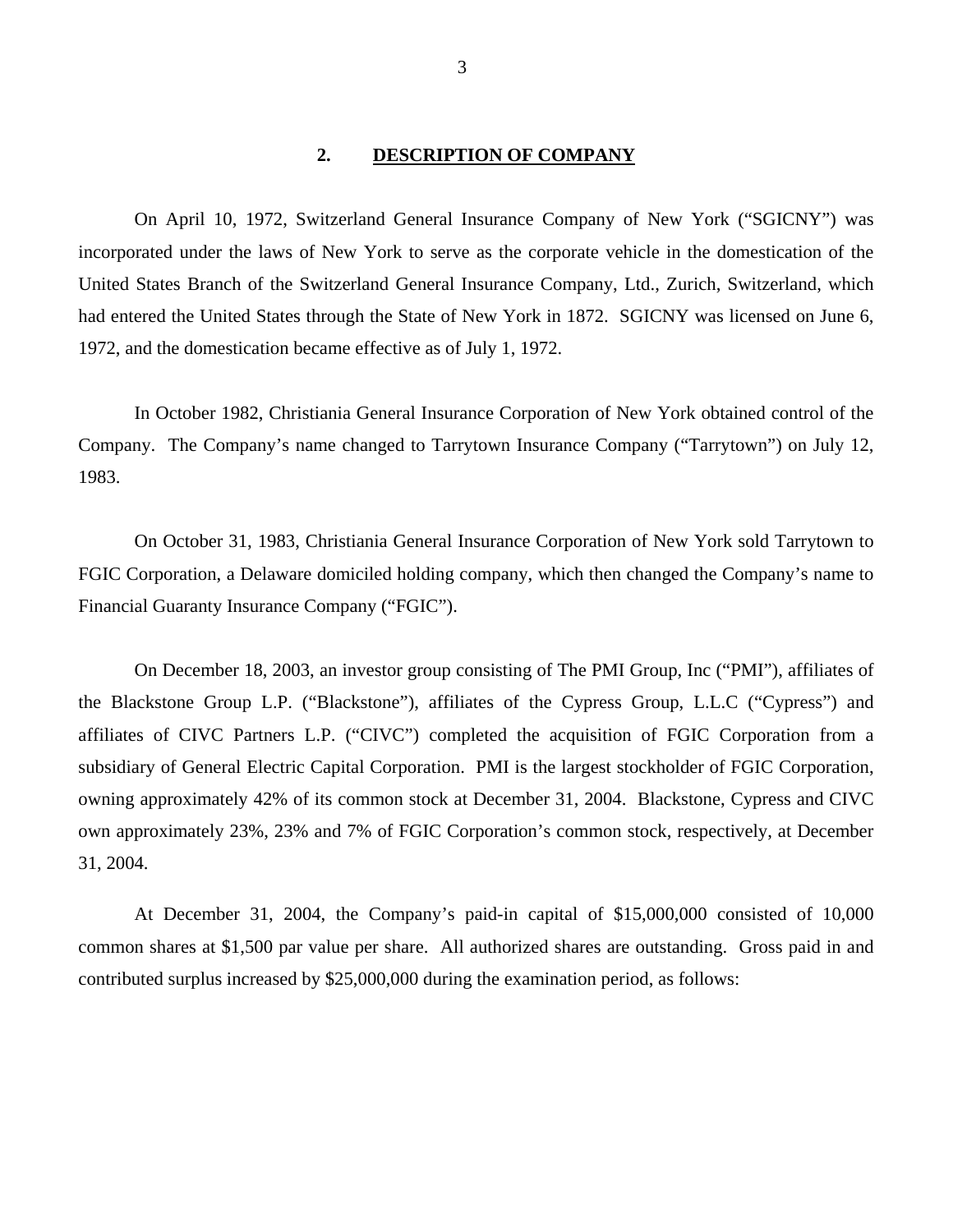## 2. DESCRIPTION OF COMPANY

On April 10, 1972, Switzerland General Insurance Company of New York ("SGICNY") was incorporated under the laws of New York to serve as the corporate vehicle in the domestication of the United States Branch of the Switzerland General Insurance Company, Ltd., Zurich, Switzerland, which had entered the United States through the State of New York in 1872. SGICNY was licensed on June 6, 1972, and the domestication became effective as of July 1, 1972.

In October 1982, Christiania General Insurance Corporation of New York obtained control of the Company. The Company's name changed to Tarrytown Insurance Company ("Tarrytown") on July 12, 1983.

On October 31, 1983, Christiania General Insurance Corporation of New York sold Tarrytown to FGIC Corporation, a Delaware domiciled holding company, which then changed the Company's name to Financial Guaranty Insurance Company ("FGIC").

On December 18, 2003, an investor group consisting of The PMI Group, Inc ("PMI"), affiliates of the Blackstone Group L.P. ("Blackstone"), affiliates of the Cypress Group, L.L.C ("Cypress") and affiliates of CIVC Partners L.P. ("CIVC") completed the acquisition of FGIC Corporation from a subsidiary of General Electric Capital Corporation. PMI is the largest stockholder of FGIC Corporation, owning approximately 42% of its common stock at December 31, 2004. Blackstone, Cypress and CIVC own approximately 23%, 23% and 7% of FGIC Corporation's common stock, respectively, at December 31, 2004.

At December 31, 2004, the Company's paid-in capital of $15,000,000 consisted of 10,000 common shares at $1,500 par value per share. All authorized shares are outstanding. Gross paid in and contributed surplus increased by $25,000,000 during the examination period, as follows: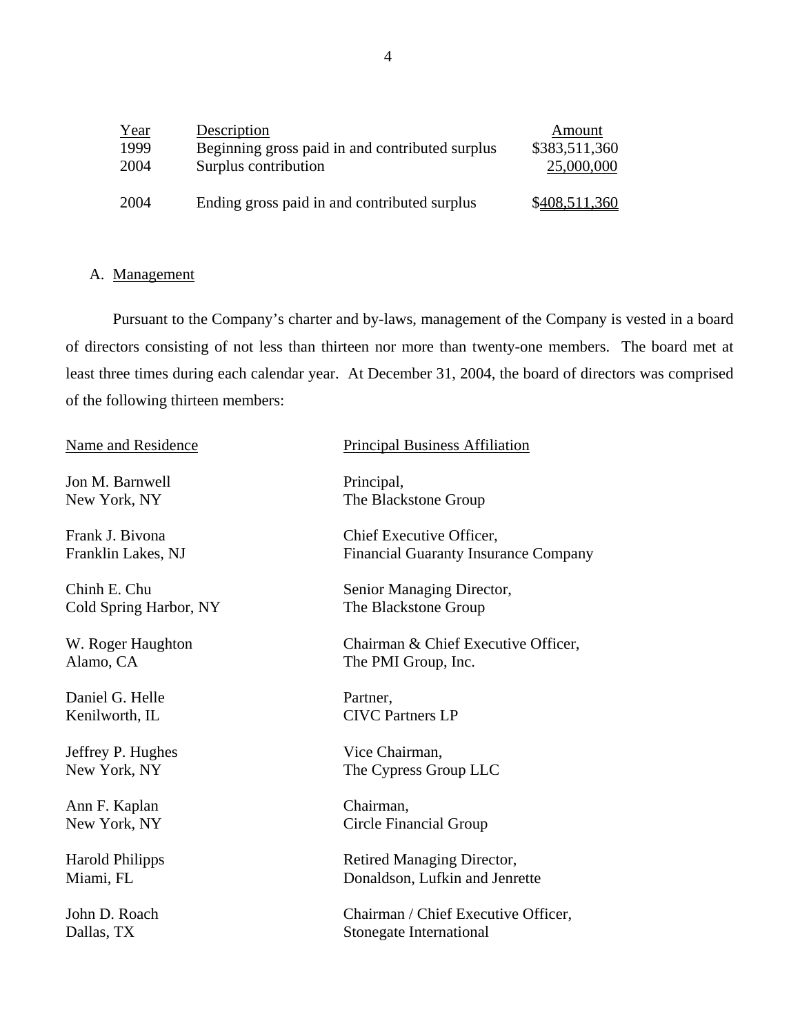| Year | Description | Amount |
|---|---|---|
| 1999 | Beginning gross paid in and contributed surplus | $383,511,360 |
| 2004 | Surplus contribution | 25,000,000 |
| 2004 | Ending gross paid in and contributed surplus | $408,511,360 |

A. Management

Pursuant to the Company's charter and by-laws, management of the Company is vested in a board of directors consisting of not less than thirteen nor more than twenty-one members. The board met at least three times during each calendar year. At December 31, 2004, the board of directors was comprised of the following thirteen members:

| Name and Residence | Principal Business Affiliation |
|---|---|
| Jon M. Barnwell<br>New York, NY | Principal,<br>The Blackstone Group |
| Frank J. Bivona<br>Franklin Lakes, NJ | Chief Executive Officer,<br>Financial Guaranty Insurance Company |
| Chinh E. Chu<br>Cold Spring Harbor, NY | Senior Managing Director,<br>The Blackstone Group |
| W. Roger Haughton<br>Alamo, CA | Chairman & Chief Executive Officer,<br>The PMI Group, Inc. |
| Daniel G. Helle<br>Kenilworth, IL | Partner,<br>CIVC Partners LP |
| Jeffrey P. Hughes<br>New York, NY | Vice Chairman,<br>The Cypress Group LLC |
| Ann F. Kaplan<br>New York, NY | Chairman,<br>Circle Financial Group |
| Harold Philipps<br>Miami, FL | Retired Managing Director,<br>Donaldson, Lufkin and Jenrette |
| John D. Roach<br>Dallas, TX | Chairman / Chief Executive Officer,<br>Stonegate International |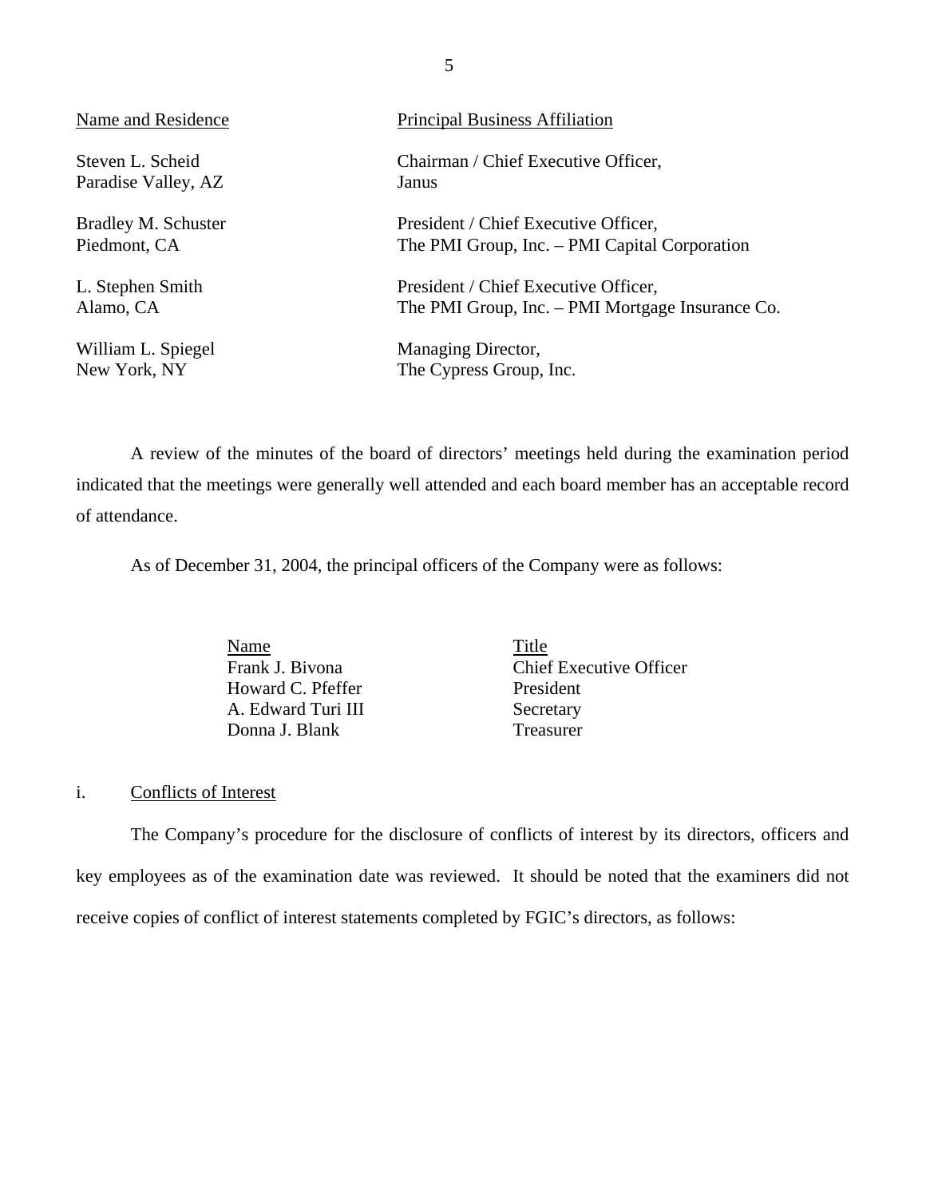| Name and Residence | Principal Business Affiliation |
| --- | --- |
| Steven L. Scheid<br>Paradise Valley, AZ | Chairman / Chief Executive Officer,<br>Janus |
| Bradley M. Schuster<br>Piedmont, CA | President / Chief Executive Officer,<br>The PMI Group, Inc. – PMI Capital Corporation |
| L. Stephen Smith<br>Alamo, CA | President / Chief Executive Officer,<br>The PMI Group, Inc. – PMI Mortgage Insurance Co. |
| William L. Spiegel<br>New York, NY | Managing Director,<br>The Cypress Group, Inc. |

A review of the minutes of the board of directors' meetings held during the examination period indicated that the meetings were generally well attended and each board member has an acceptable record of attendance.

As of December 31, 2004, the principal officers of the Company were as follows:

| Name | Title |
| --- | --- |
| Frank J. Bivona | Chief Executive Officer |
| Howard C. Pfeffer | President |
| A. Edward Turi III | Secretary |
| Donna J. Blank | Treasurer |

i. Conflicts of Interest

The Company's procedure for the disclosure of conflicts of interest by its directors, officers and key employees as of the examination date was reviewed. It should be noted that the examiners did not receive copies of conflict of interest statements completed by FGIC's directors, as follows: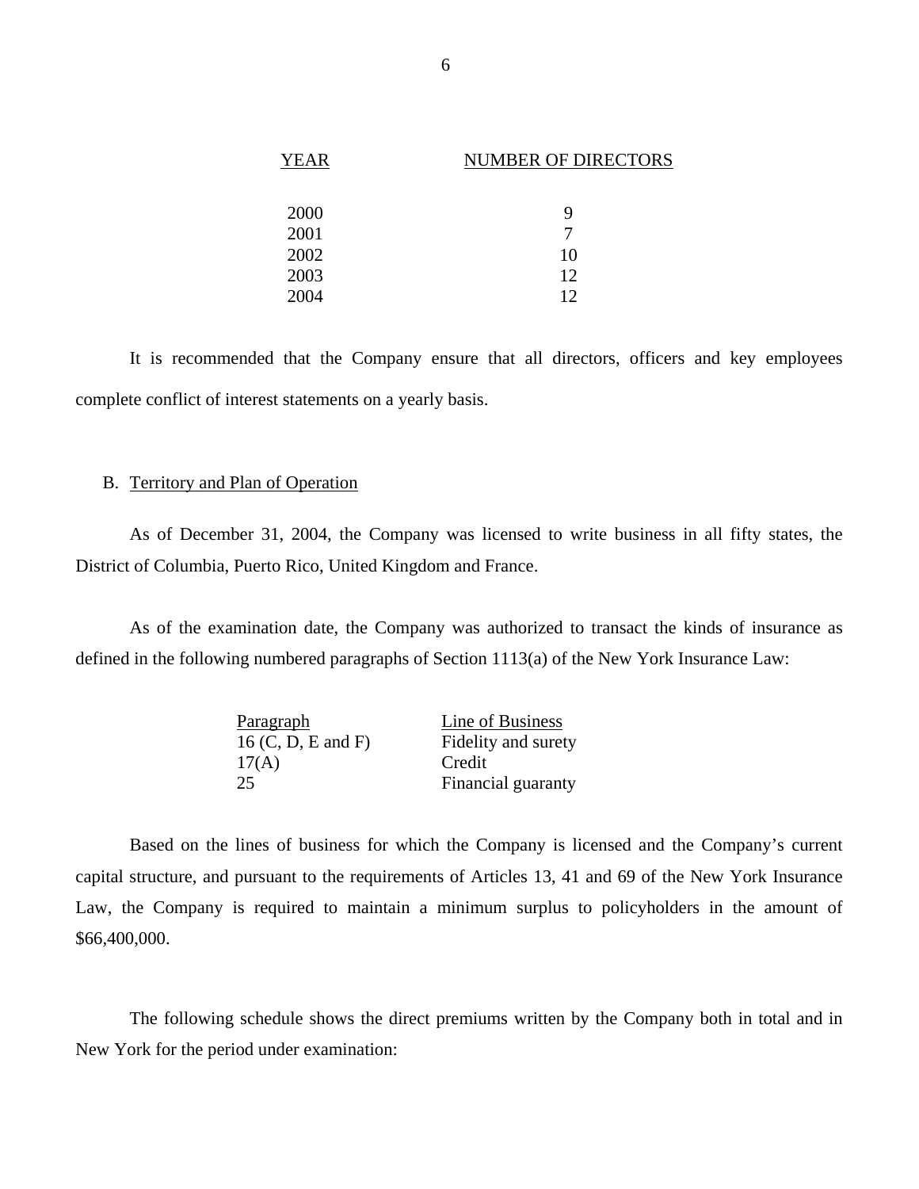| YEAR | NUMBER OF DIRECTORS |
| --- | --- |
| 2000 | 9 |
| 2001 | 7 |
| 2002 | 10 |
| 2003 | 12 |
| 2004 | 12 |

It is recommended that the Company ensure that all directors, officers and key employees complete conflict of interest statements on a yearly basis.

## B. Territory and Plan of Operation

As of December 31, 2004, the Company was licensed to write business in all fifty states, the District of Columbia, Puerto Rico, United Kingdom and France.

As of the examination date, the Company was authorized to transact the kinds of insurance as defined in the following numbered paragraphs of Section 1113(a) of the New York Insurance Law:

| Paragraph | Line of Business |
| --- | --- |
| 16 (C, D, E and F) | Fidelity and surety |
| 17(A) | Credit |
| 25 | Financial guaranty |

Based on the lines of business for which the Company is licensed and the Company's current capital structure, and pursuant to the requirements of Articles 13, 41 and 69 of the New York Insurance Law, the Company is required to maintain a minimum surplus to policyholders in the amount of $66,400,000.

The following schedule shows the direct premiums written by the Company both in total and in New York for the period under examination: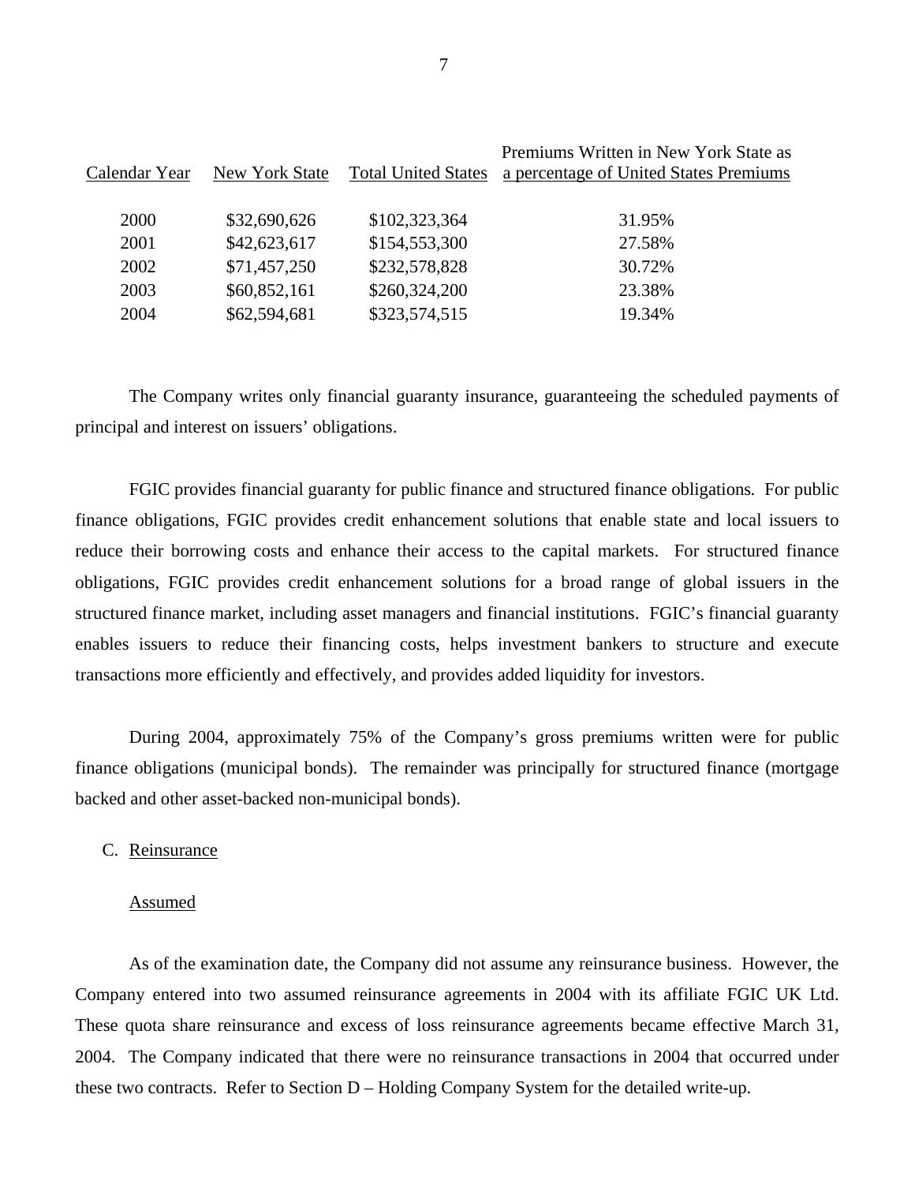| Calendar Year | New York State | Total United States | Premiums Written in New York State as a percentage of United States Premiums |
|---|---|---|---|
| 2000 | $32,690,626 | $102,323,364 | 31.95% |
| 2001 | $42,623,617 | $154,553,300 | 27.58% |
| 2002 | $71,457,250 | $232,578,828 | 30.72% |
| 2003 | $60,852,161 | $260,324,200 | 23.38% |
| 2004 | $62,594,681 | $323,574,515 | 19.34% |

The Company writes only financial guaranty insurance, guaranteeing the scheduled payments of principal and interest on issuers' obligations.

FGIC provides financial guaranty for public finance and structured finance obligations. For public finance obligations, FGIC provides credit enhancement solutions that enable state and local issuers to reduce their borrowing costs and enhance their access to the capital markets. For structured finance obligations, FGIC provides credit enhancement solutions for a broad range of global issuers in the structured finance market, including asset managers and financial institutions. FGIC's financial guaranty enables issuers to reduce their financing costs, helps investment bankers to structure and execute transactions more efficiently and effectively, and provides added liquidity for investors.

During 2004, approximately 75% of the Company's gross premiums written were for public finance obligations (municipal bonds). The remainder was principally for structured finance (mortgage backed and other asset-backed non-municipal bonds).

## C. Reinsurance

### Assumed

As of the examination date, the Company did not assume any reinsurance business. However, the Company entered into two assumed reinsurance agreements in 2004 with its affiliate FGIC UK Ltd. These quota share reinsurance and excess of loss reinsurance agreements became effective March 31, 2004. The Company indicated that there were no reinsurance transactions in 2004 that occurred under these two contracts. Refer to Section D – Holding Company System for the detailed write-up.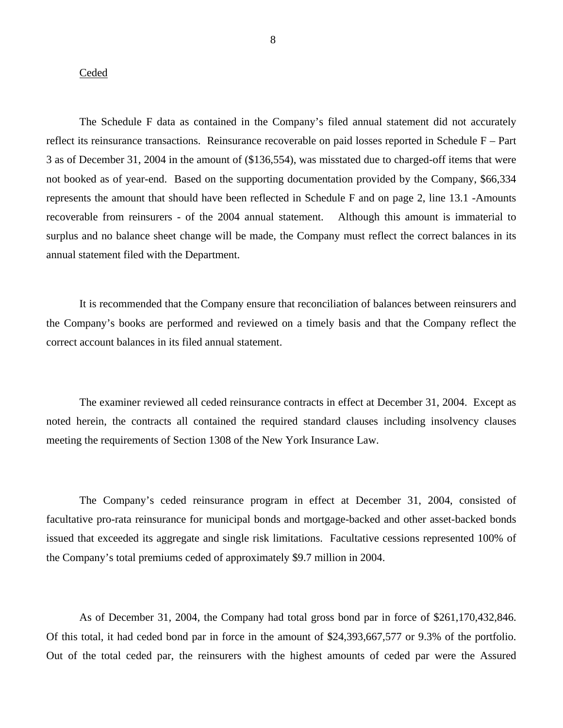Ceded

The Schedule F data as contained in the Company's filed annual statement did not accurately reflect its reinsurance transactions. Reinsurance recoverable on paid losses reported in Schedule F – Part 3 as of December 31, 2004 in the amount of ($136,554), was misstated due to charged-off items that were not booked as of year-end. Based on the supporting documentation provided by the Company, $66,334 represents the amount that should have been reflected in Schedule F and on page 2, line 13.1 -Amounts recoverable from reinsurers - of the 2004 annual statement. Although this amount is immaterial to surplus and no balance sheet change will be made, the Company must reflect the correct balances in its annual statement filed with the Department.

It is recommended that the Company ensure that reconciliation of balances between reinsurers and the Company's books are performed and reviewed on a timely basis and that the Company reflect the correct account balances in its filed annual statement.

The examiner reviewed all ceded reinsurance contracts in effect at December 31, 2004. Except as noted herein, the contracts all contained the required standard clauses including insolvency clauses meeting the requirements of Section 1308 of the New York Insurance Law.

The Company's ceded reinsurance program in effect at December 31, 2004, consisted of facultative pro-rata reinsurance for municipal bonds and mortgage-backed and other asset-backed bonds issued that exceeded its aggregate and single risk limitations. Facultative cessions represented 100% of the Company's total premiums ceded of approximately $9.7 million in 2004.

As of December 31, 2004, the Company had total gross bond par in force of $261,170,432,846. Of this total, it had ceded bond par in force in the amount of $24,393,667,577 or 9.3% of the portfolio. Out of the total ceded par, the reinsurers with the highest amounts of ceded par were the Assured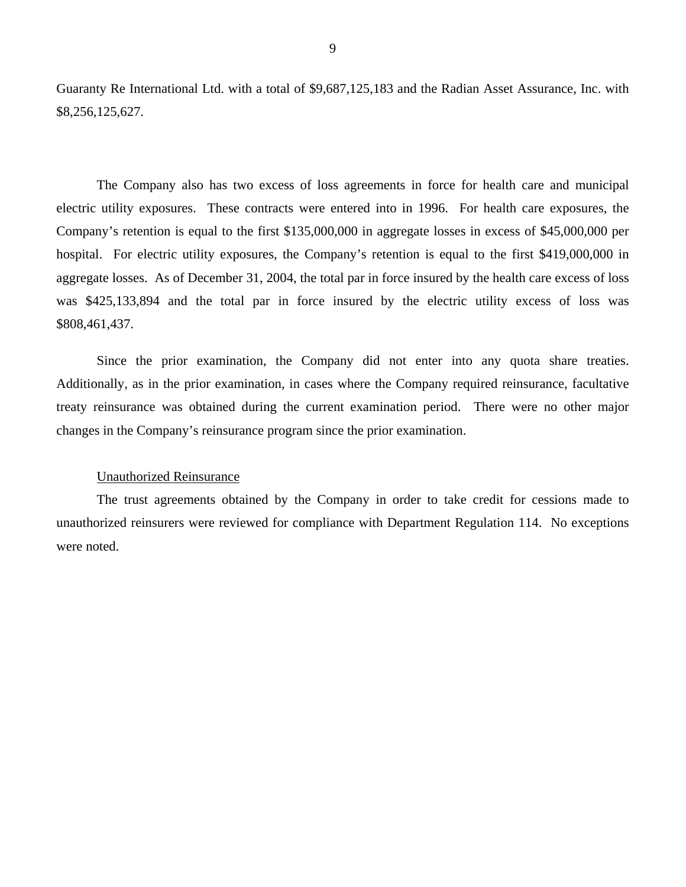Guaranty Re International Ltd. with a total of $9,687,125,183 and the Radian Asset Assurance, Inc. with $8,256,125,627.

The Company also has two excess of loss agreements in force for health care and municipal electric utility exposures. These contracts were entered into in 1996. For health care exposures, the Company's retention is equal to the first $135,000,000 in aggregate losses in excess of $45,000,000 per hospital. For electric utility exposures, the Company's retention is equal to the first $419,000,000 in aggregate losses. As of December 31, 2004, the total par in force insured by the health care excess of loss was $425,133,894 and the total par in force insured by the electric utility excess of loss was $808,461,437.

Since the prior examination, the Company did not enter into any quota share treaties. Additionally, as in the prior examination, in cases where the Company required reinsurance, facultative treaty reinsurance was obtained during the current examination period. There were no other major changes in the Company's reinsurance program since the prior examination.

Unauthorized Reinsurance

The trust agreements obtained by the Company in order to take credit for cessions made to unauthorized reinsurers were reviewed for compliance with Department Regulation 114. No exceptions were noted.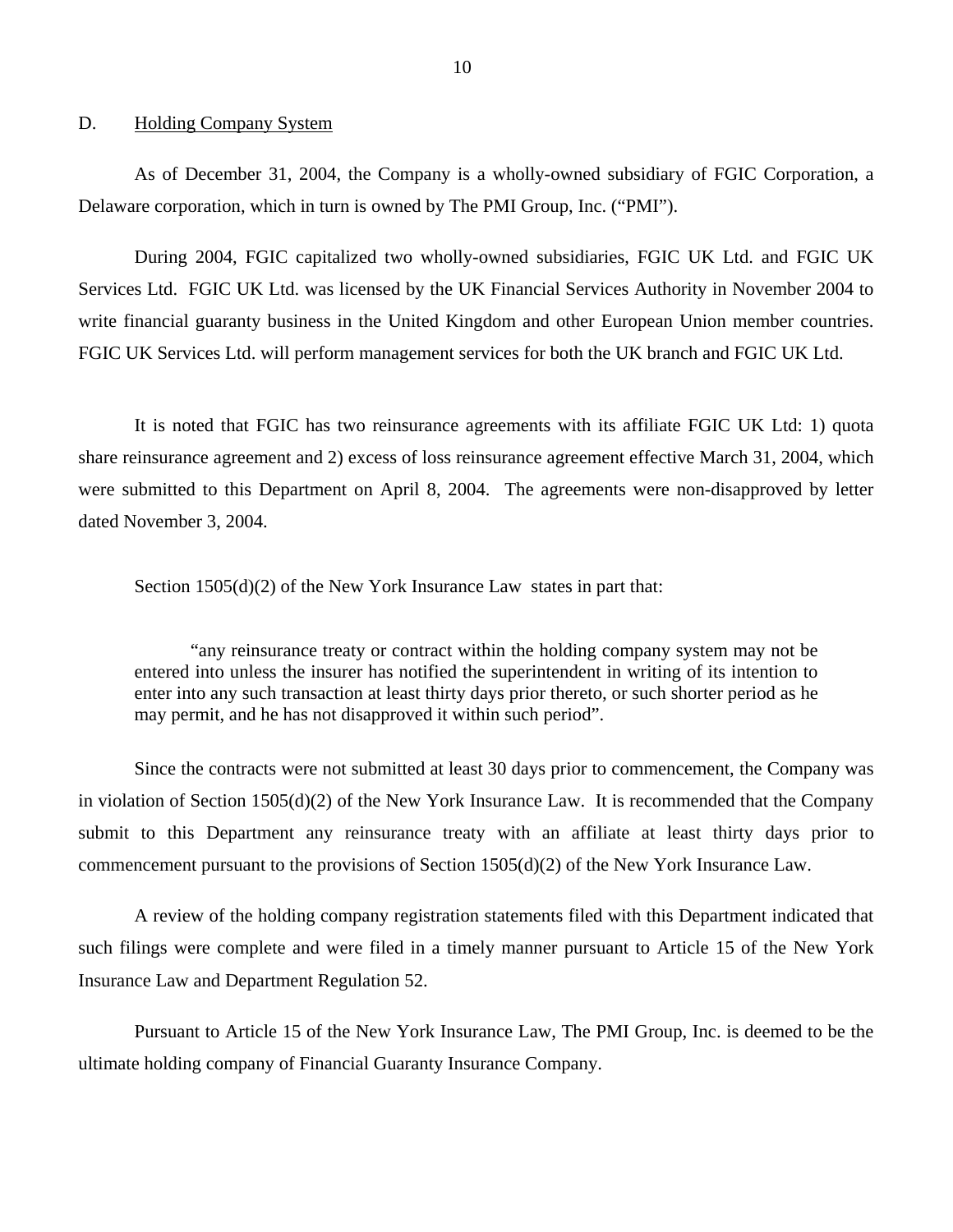## D. Holding Company System

As of December 31, 2004, the Company is a wholly-owned subsidiary of FGIC Corporation, a Delaware corporation, which in turn is owned by The PMI Group, Inc. ("PMI").

During 2004, FGIC capitalized two wholly-owned subsidiaries, FGIC UK Ltd. and FGIC UK Services Ltd. FGIC UK Ltd. was licensed by the UK Financial Services Authority in November 2004 to write financial guaranty business in the United Kingdom and other European Union member countries. FGIC UK Services Ltd. will perform management services for both the UK branch and FGIC UK Ltd.

It is noted that FGIC has two reinsurance agreements with its affiliate FGIC UK Ltd: 1) quota share reinsurance agreement and 2) excess of loss reinsurance agreement effective March 31, 2004, which were submitted to this Department on April 8, 2004. The agreements were non-disapproved by letter dated November 3, 2004.

Section 1505(d)(2) of the New York Insurance Law states in part that:

> "any reinsurance treaty or contract within the holding company system may not be entered into unless the insurer has notified the superintendent in writing of its intention to enter into any such transaction at least thirty days prior thereto, or such shorter period as he may permit, and he has not disapproved it within such period".

Since the contracts were not submitted at least 30 days prior to commencement, the Company was in violation of Section 1505(d)(2) of the New York Insurance Law. It is recommended that the Company submit to this Department any reinsurance treaty with an affiliate at least thirty days prior to commencement pursuant to the provisions of Section 1505(d)(2) of the New York Insurance Law.

A review of the holding company registration statements filed with this Department indicated that such filings were complete and were filed in a timely manner pursuant to Article 15 of the New York Insurance Law and Department Regulation 52.

Pursuant to Article 15 of the New York Insurance Law, The PMI Group, Inc. is deemed to be the ultimate holding company of Financial Guaranty Insurance Company.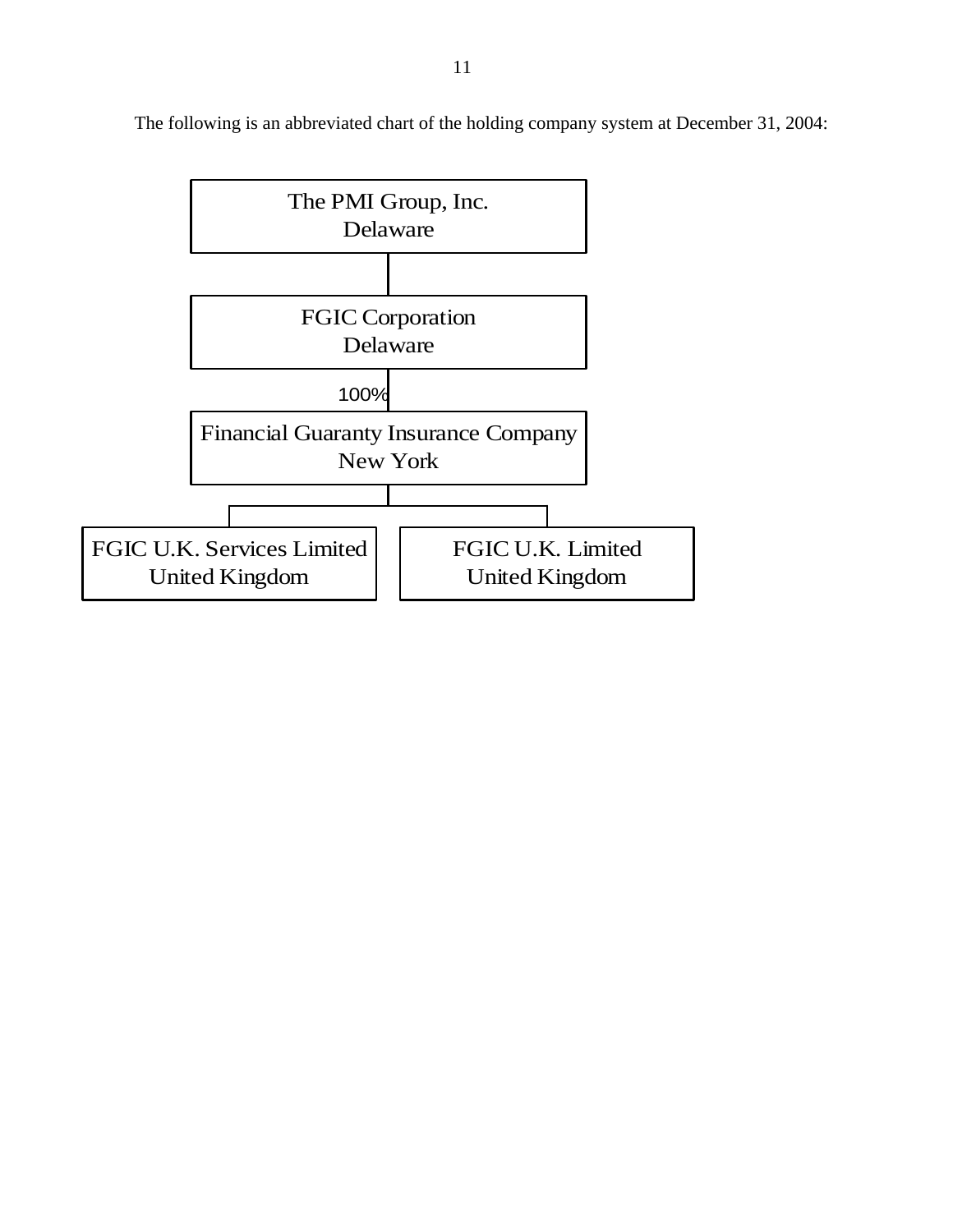The following is an abbreviated chart of the holding company system at December 31, 2004:

The PMI Group, Inc.
Delaware

FGIC Corporation
Delaware

100%

Financial Guaranty Insurance Company
New York

FGIC U.K. Services Limited
United Kingdom

FGIC U.K. Limited
United Kingdom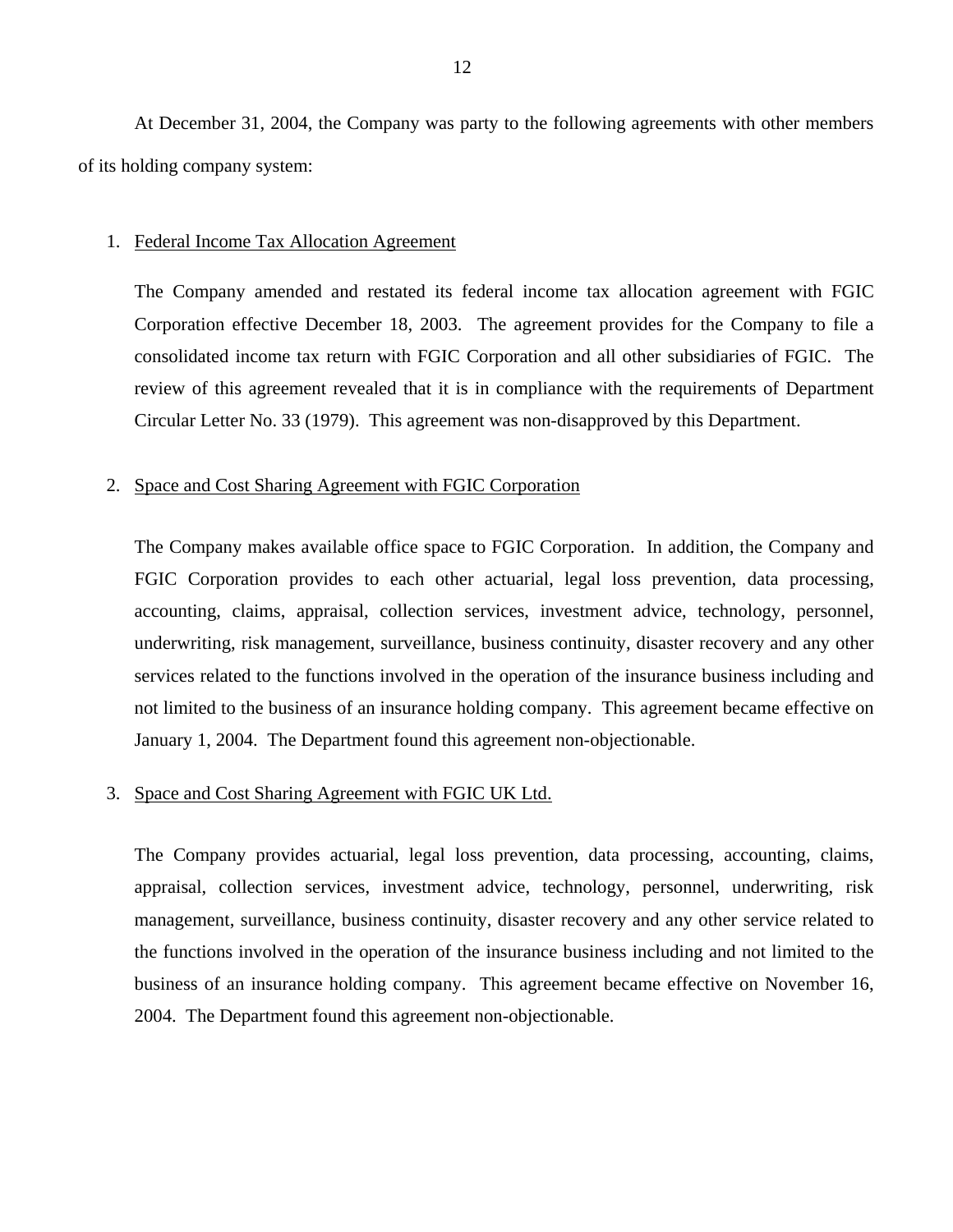At December 31, 2004, the Company was party to the following agreements with other members of its holding company system:

1. Federal Income Tax Allocation Agreement

   The Company amended and restated its federal income tax allocation agreement with FGIC Corporation effective December 18, 2003. The agreement provides for the Company to file a consolidated income tax return with FGIC Corporation and all other subsidiaries of FGIC. The review of this agreement revealed that it is in compliance with the requirements of Department Circular Letter No. 33 (1979). This agreement was non-disapproved by this Department.

2. Space and Cost Sharing Agreement with FGIC Corporation

   The Company makes available office space to FGIC Corporation. In addition, the Company and FGIC Corporation provides to each other actuarial, legal loss prevention, data processing, accounting, claims, appraisal, collection services, investment advice, technology, personnel, underwriting, risk management, surveillance, business continuity, disaster recovery and any other services related to the functions involved in the operation of the insurance business including and not limited to the business of an insurance holding company. This agreement became effective on January 1, 2004. The Department found this agreement non-objectionable.

3. Space and Cost Sharing Agreement with FGIC UK Ltd.

   The Company provides actuarial, legal loss prevention, data processing, accounting, claims, appraisal, collection services, investment advice, technology, personnel, underwriting, risk management, surveillance, business continuity, disaster recovery and any other service related to the functions involved in the operation of the insurance business including and not limited to the business of an insurance holding company. This agreement became effective on November 16, 2004. The Department found this agreement non-objectionable.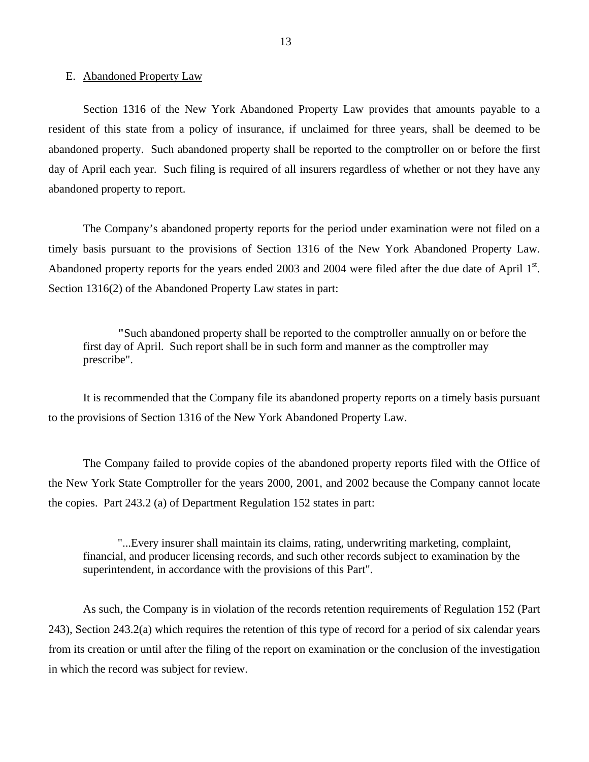## E. Abandoned Property Law

Section 1316 of the New York Abandoned Property Law provides that amounts payable to a resident of this state from a policy of insurance, if unclaimed for three years, shall be deemed to be abandoned property. Such abandoned property shall be reported to the comptroller on or before the first day of April each year. Such filing is required of all insurers regardless of whether or not they have any abandoned property to report.

The Company's abandoned property reports for the period under examination were not filed on a timely basis pursuant to the provisions of Section 1316 of the New York Abandoned Property Law. Abandoned property reports for the years ended 2003 and 2004 were filed after the due date of April 1st. Section 1316(2) of the Abandoned Property Law states in part:

> "Such abandoned property shall be reported to the comptroller annually on or before the first day of April. Such report shall be in such form and manner as the comptroller may prescribe".

It is recommended that the Company file its abandoned property reports on a timely basis pursuant to the provisions of Section 1316 of the New York Abandoned Property Law.

The Company failed to provide copies of the abandoned property reports filed with the Office of the New York State Comptroller for the years 2000, 2001, and 2002 because the Company cannot locate the copies. Part 243.2 (a) of Department Regulation 152 states in part:

> "...Every insurer shall maintain its claims, rating, underwriting marketing, complaint, financial, and producer licensing records, and such other records subject to examination by the superintendent, in accordance with the provisions of this Part".

As such, the Company is in violation of the records retention requirements of Regulation 152 (Part 243), Section 243.2(a) which requires the retention of this type of record for a period of six calendar years from its creation or until after the filing of the report on examination or the conclusion of the investigation in which the record was subject for review.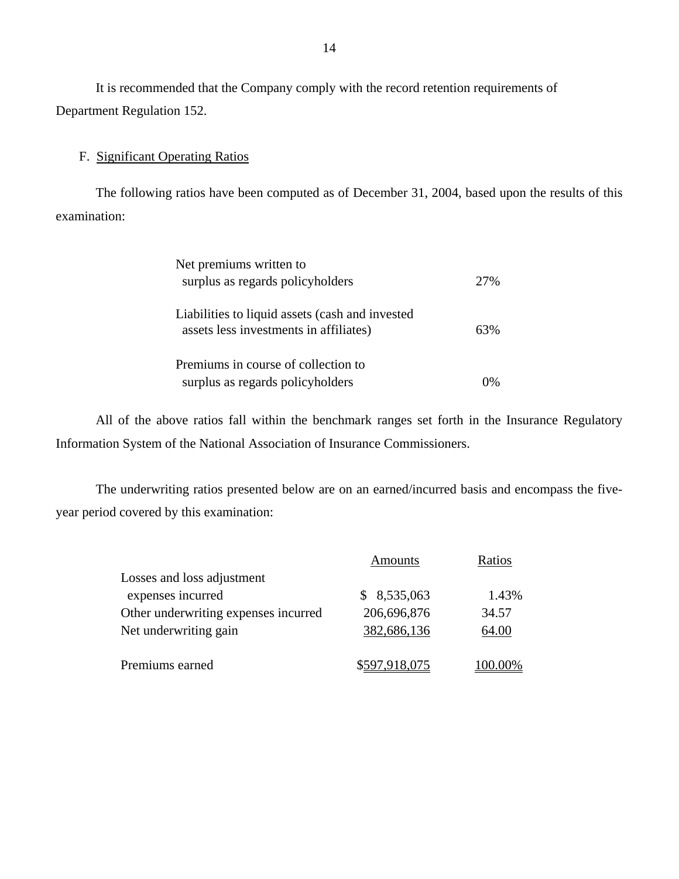It is recommended that the Company comply with the record retention requirements of Department Regulation 152.

F. Significant Operating Ratios

The following ratios have been computed as of December 31, 2004, based upon the results of this examination:

| | |
|---|---|
| Net premiums written to surplus as regards policyholders | 27% |
| Liabilities to liquid assets (cash and invested assets less investments in affiliates) | 63% |
| Premiums in course of collection to surplus as regards policyholders | 0% |

All of the above ratios fall within the benchmark ranges set forth in the Insurance Regulatory Information System of the National Association of Insurance Commissioners.

The underwriting ratios presented below are on an earned/incurred basis and encompass the five-year period covered by this examination:

| | Amounts | Ratios |
|---|---|---|
| Losses and loss adjustment expenses incurred | $ 8,535,063 | 1.43% |
| Other underwriting expenses incurred | 206,696,876 | 34.57 |
| Net underwriting gain | 382,686,136 | 64.00 |
| Premiums earned | $597,918,075 | 100.00% |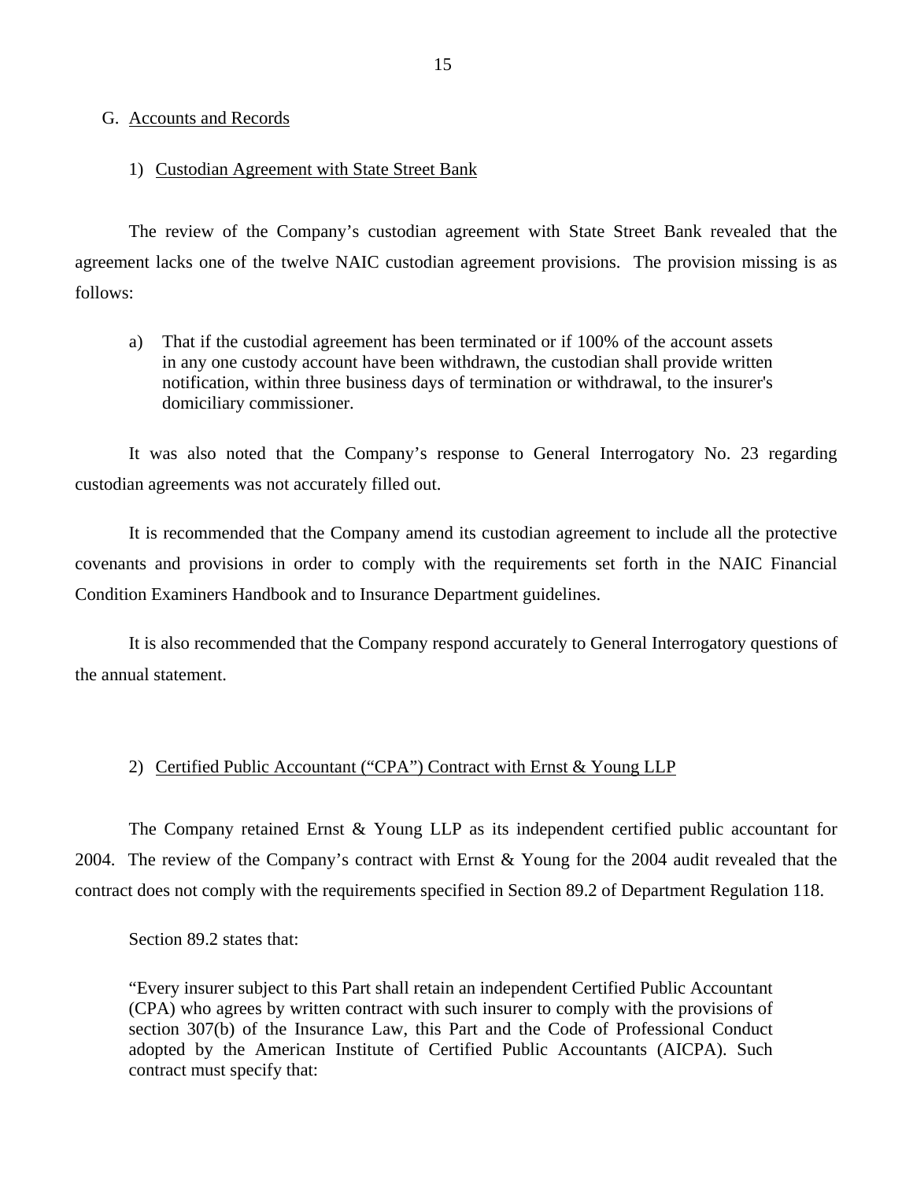## G. Accounts and Records

### 1) Custodian Agreement with State Street Bank

The review of the Company's custodian agreement with State Street Bank revealed that the agreement lacks one of the twelve NAIC custodian agreement provisions. The provision missing is as follows:

a) That if the custodial agreement has been terminated or if 100% of the account assets in any one custody account have been withdrawn, the custodian shall provide written notification, within three business days of termination or withdrawal, to the insurer's domiciliary commissioner.

It was also noted that the Company's response to General Interrogatory No. 23 regarding custodian agreements was not accurately filled out.

It is recommended that the Company amend its custodian agreement to include all the protective covenants and provisions in order to comply with the requirements set forth in the NAIC Financial Condition Examiners Handbook and to Insurance Department guidelines.

It is also recommended that the Company respond accurately to General Interrogatory questions of the annual statement.

### 2) Certified Public Accountant ("CPA") Contract with Ernst & Young LLP

The Company retained Ernst & Young LLP as its independent certified public accountant for 2004. The review of the Company's contract with Ernst & Young for the 2004 audit revealed that the contract does not comply with the requirements specified in Section 89.2 of Department Regulation 118.

Section 89.2 states that:

> "Every insurer subject to this Part shall retain an independent Certified Public Accountant (CPA) who agrees by written contract with such insurer to comply with the provisions of section 307(b) of the Insurance Law, this Part and the Code of Professional Conduct adopted by the American Institute of Certified Public Accountants (AICPA). Such contract must specify that: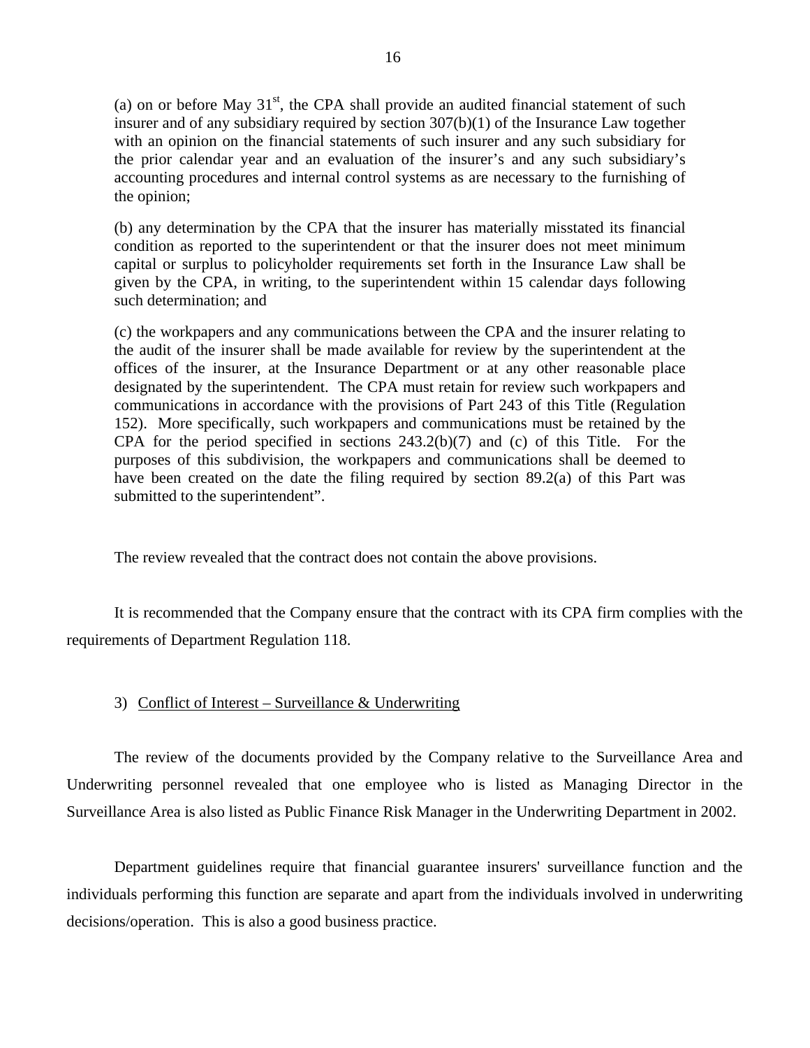(a) on or before May 31[st], the CPA shall provide an audited financial statement of such insurer and of any subsidiary required by section 307(b)(1) of the Insurance Law together with an opinion on the financial statements of such insurer and any such subsidiary for the prior calendar year and an evaluation of the insurer's and any such subsidiary's accounting procedures and internal control systems as are necessary to the furnishing of the opinion;

(b) any determination by the CPA that the insurer has materially misstated its financial condition as reported to the superintendent or that the insurer does not meet minimum capital or surplus to policyholder requirements set forth in the Insurance Law shall be given by the CPA, in writing, to the superintendent within 15 calendar days following such determination; and

(c) the workpapers and any communications between the CPA and the insurer relating to the audit of the insurer shall be made available for review by the superintendent at the offices of the insurer, at the Insurance Department or at any other reasonable place designated by the superintendent. The CPA must retain for review such workpapers and communications in accordance with the provisions of Part 243 of this Title (Regulation 152). More specifically, such workpapers and communications must be retained by the CPA for the period specified in sections 243.2(b)(7) and (c) of this Title. For the purposes of this subdivision, the workpapers and communications shall be deemed to have been created on the date the filing required by section 89.2(a) of this Part was submitted to the superintendent".

The review revealed that the contract does not contain the above provisions.

It is recommended that the Company ensure that the contract with its CPA firm complies with the requirements of Department Regulation 118.

3) Conflict of Interest – Surveillance & Underwriting

The review of the documents provided by the Company relative to the Surveillance Area and Underwriting personnel revealed that one employee who is listed as Managing Director in the Surveillance Area is also listed as Public Finance Risk Manager in the Underwriting Department in 2002.

Department guidelines require that financial guarantee insurers' surveillance function and the individuals performing this function are separate and apart from the individuals involved in underwriting decisions/operation. This is also a good business practice.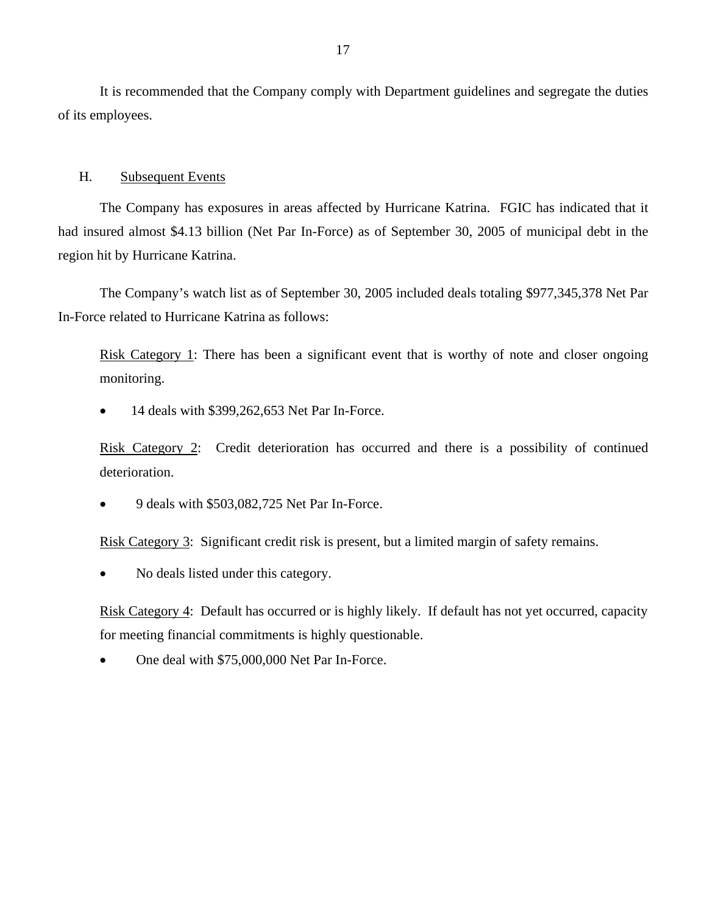It is recommended that the Company comply with Department guidelines and segregate the duties of its employees.

## H. Subsequent Events

The Company has exposures in areas affected by Hurricane Katrina. FGIC has indicated that it had insured almost $4.13 billion (Net Par In-Force) as of September 30, 2005 of municipal debt in the region hit by Hurricane Katrina.

The Company's watch list as of September 30, 2005 included deals totaling $977,345,378 Net Par In-Force related to Hurricane Katrina as follows:

<u>Risk Category 1</u>: There has been a significant event that is worthy of note and closer ongoing monitoring.

- 14 deals with $399,262,653 Net Par In-Force.

<u>Risk Category 2</u>: Credit deterioration has occurred and there is a possibility of continued deterioration.

- 9 deals with $503,082,725 Net Par In-Force.

<u>Risk Category 3</u>: Significant credit risk is present, but a limited margin of safety remains.

- No deals listed under this category.

<u>Risk Category 4</u>: Default has occurred or is highly likely. If default has not yet occurred, capacity for meeting financial commitments is highly questionable.

- One deal with $75,000,000 Net Par In-Force.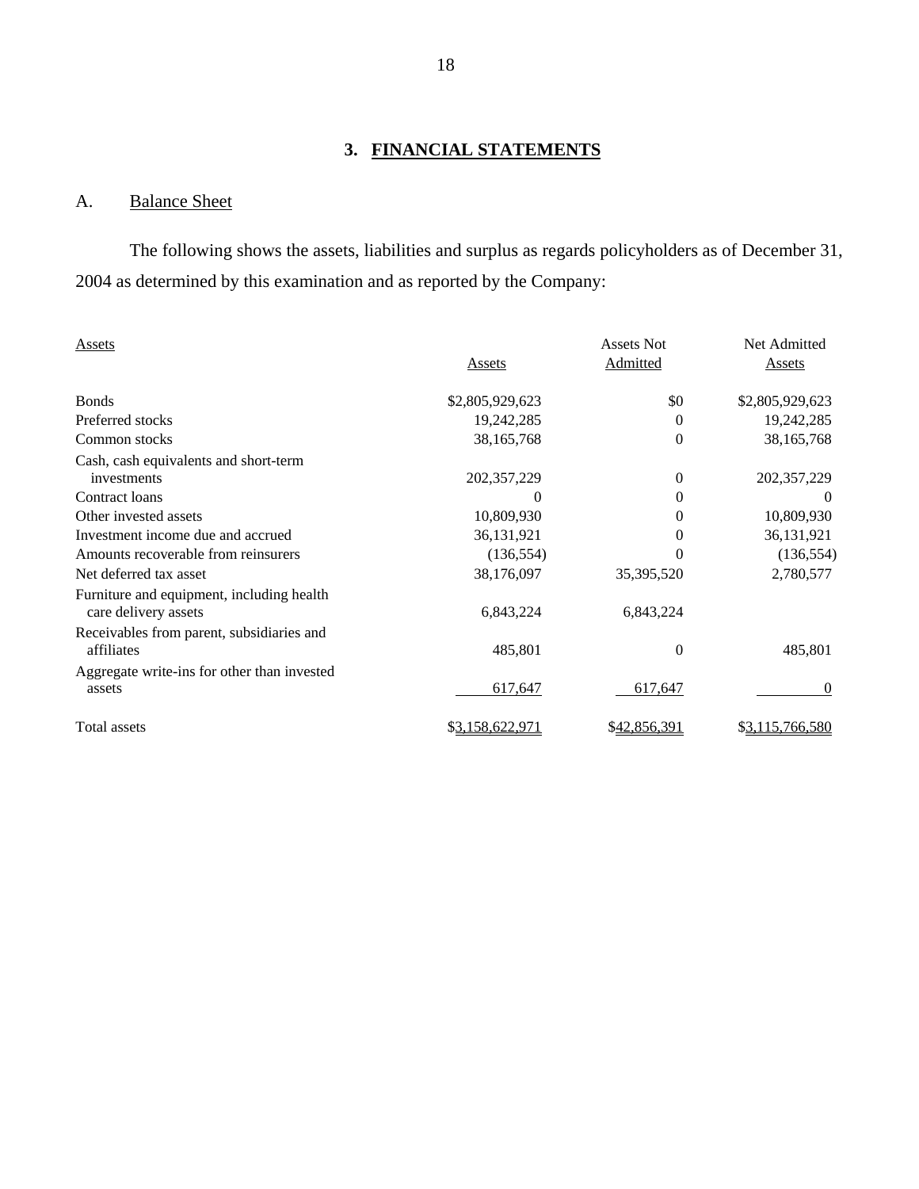## 3. FINANCIAL STATEMENTS

### A. Balance Sheet

The following shows the assets, liabilities and surplus as regards policyholders as of December 31, 2004 as determined by this examination and as reported by the Company:

| Assets | Assets | Assets Not Admitted | Net Admitted Assets |
|---|---|---|---|
| Bonds | $2,805,929,623 | $0 | $2,805,929,623 |
| Preferred stocks | 19,242,285 | 0 | 19,242,285 |
| Common stocks | 38,165,768 | 0 | 38,165,768 |
| Cash, cash equivalents and short-term investments | 202,357,229 | 0 | 202,357,229 |
| Contract loans | 0 | 0 | 0 |
| Other invested assets | 10,809,930 | 0 | 10,809,930 |
| Investment income due and accrued | 36,131,921 | 0 | 36,131,921 |
| Amounts recoverable from reinsurers | (136,554) | 0 | (136,554) |
| Net deferred tax asset | 38,176,097 | 35,395,520 | 2,780,577 |
| Furniture and equipment, including health care delivery assets | 6,843,224 | 6,843,224 | |
| Receivables from parent, subsidiaries and affiliates | 485,801 | 0 | 485,801 |
| Aggregate write-ins for other than invested assets | 617,647 | 617,647 | 0 |
| Total assets | $3,158,622,971 | $42,856,391 | $3,115,766,580 |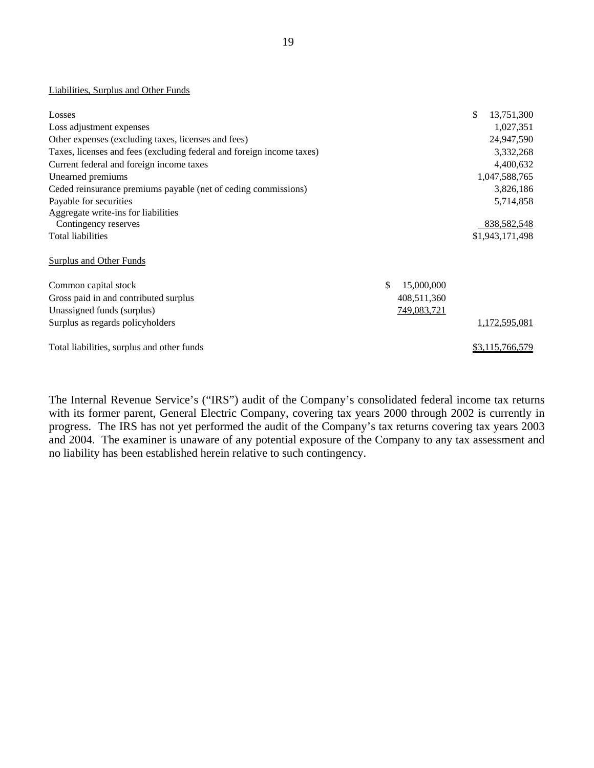Liabilities, Surplus and Other Funds

| | | |
|---|---|---|
| Losses | | $ 13,751,300 |
| Loss adjustment expenses | | 1,027,351 |
| Other expenses (excluding taxes, licenses and fees) | | 24,947,590 |
| Taxes, licenses and fees (excluding federal and foreign income taxes) | | 3,332,268 |
| Current federal and foreign income taxes | | 4,400,632 |
| Unearned premiums | | 1,047,588,765 |
| Ceded reinsurance premiums payable (net of ceding commissions) | | 3,826,186 |
| Payable for securities | | 5,714,858 |
| Aggregate write-ins for liabilities | | |
| Contingency reserves | | 838,582,548 |
| Total liabilities | | $1,943,171,498 |
| | | |
| Surplus and Other Funds | | |
| | | |
| Common capital stock | $ 15,000,000 | |
| Gross paid in and contributed surplus | 408,511,360 | |
| Unassigned funds (surplus) | 749,083,721 | |
| Surplus as regards policyholders | | 1,172,595,081 |
| | | |
| Total liabilities, surplus and other funds | | $3,115,766,579 |

The Internal Revenue Service's ("IRS") audit of the Company's consolidated federal income tax returns with its former parent, General Electric Company, covering tax years 2000 through 2002 is currently in progress. The IRS has not yet performed the audit of the Company's tax returns covering tax years 2003 and 2004. The examiner is unaware of any potential exposure of the Company to any tax assessment and no liability has been established herein relative to such contingency.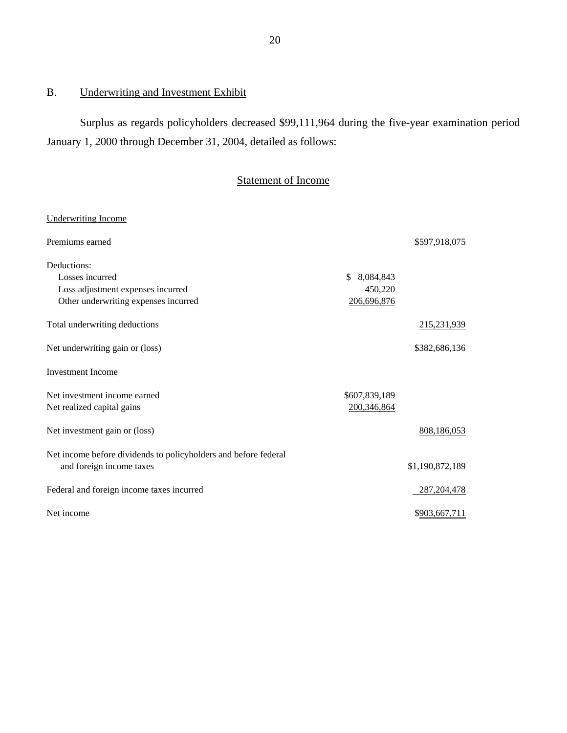## B. Underwriting and Investment Exhibit

Surplus as regards policyholders decreased $99,111,964 during the five-year examination period January 1, 2000 through December 31, 2004, detailed as follows:

### Statement of Income

| | | |
|---|---|---|
| Underwriting Income | | |
| Premiums earned | | $597,918,075 |
| Deductions: | | |
| Losses incurred | $ 8,084,843 | |
| Loss adjustment expenses incurred | 450,220 | |
| Other underwriting expenses incurred | 206,696,876 | |
| Total underwriting deductions | | 215,231,939 |
| Net underwriting gain or (loss) | | $382,686,136 |
| Investment Income | | |
| Net investment income earned | $607,839,189 | |
| Net realized capital gains | 200,346,864 | |
| Net investment gain or (loss) | | 808,186,053 |
| Net income before dividends to policyholders and before federal and foreign income taxes | | $1,190,872,189 |
| Federal and foreign income taxes incurred | | 287,204,478 |
| Net income | | $903,667,711 |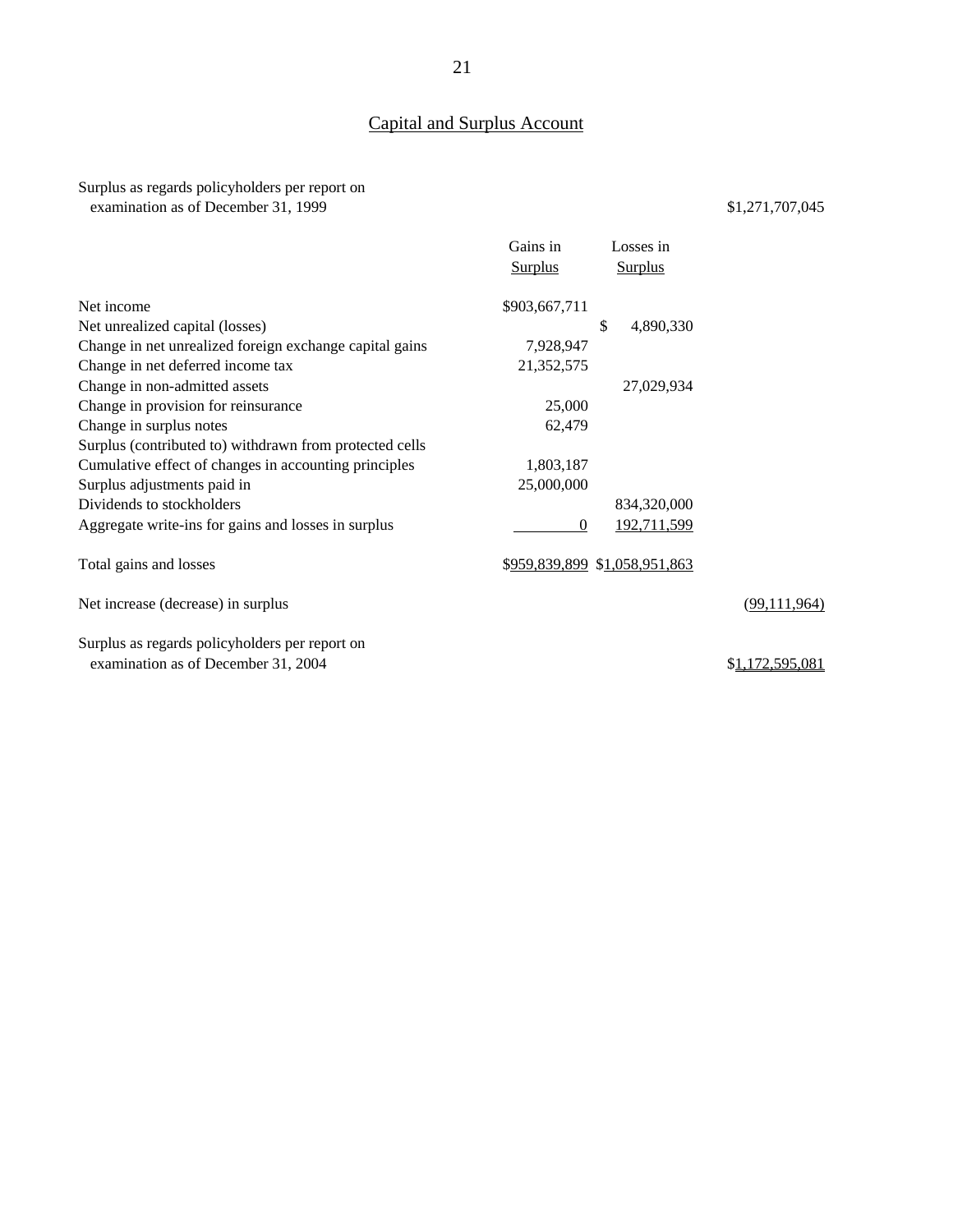## Capital and Surplus Account

| | Gains in Surplus | Losses in Surplus | |
|---|---|---|---|
| Surplus as regards policyholders per report on examination as of December 31, 1999 | | | $1,271,707,045 |
| Net income | $903,667,711 | | |
| Net unrealized capital (losses) | | $ 4,890,330 | |
| Change in net unrealized foreign exchange capital gains | 7,928,947 | | |
| Change in net deferred income tax | 21,352,575 | | |
| Change in non-admitted assets | | 27,029,934 | |
| Change in provision for reinsurance | 25,000 | | |
| Change in surplus notes | 62,479 | | |
| Surplus (contributed to) withdrawn from protected cells | | | |
| Cumulative effect of changes in accounting principles | 1,803,187 | | |
| Surplus adjustments paid in | 25,000,000 | | |
| Dividends to stockholders | | 834,320,000 | |
| Aggregate write-ins for gains and losses in surplus | 0 | 192,711,599 | |
| Total gains and losses | $959,839,899 | $1,058,951,863 | |
| Net increase (decrease) in surplus | | | (99,111,964) |
| Surplus as regards policyholders per report on examination as of December 31, 2004 | | | $1,172,595,081 |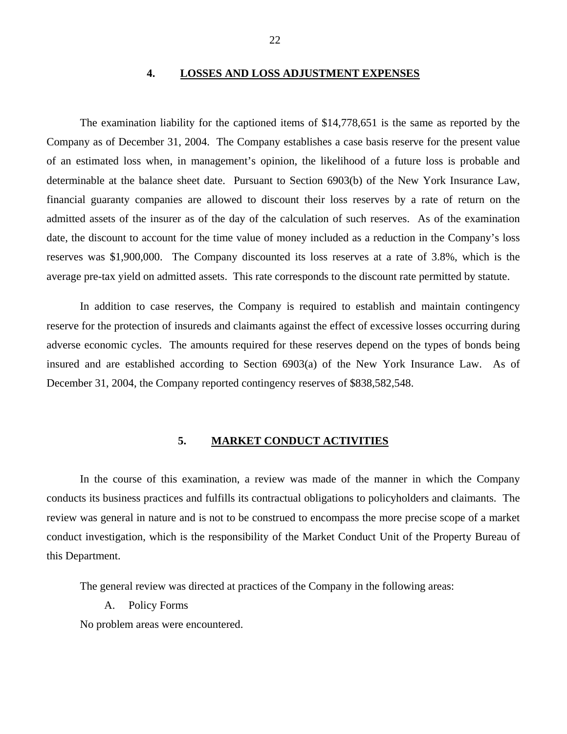## 4. LOSSES AND LOSS ADJUSTMENT EXPENSES

The examination liability for the captioned items of $14,778,651 is the same as reported by the Company as of December 31, 2004. The Company establishes a case basis reserve for the present value of an estimated loss when, in management's opinion, the likelihood of a future loss is probable and determinable at the balance sheet date. Pursuant to Section 6903(b) of the New York Insurance Law, financial guaranty companies are allowed to discount their loss reserves by a rate of return on the admitted assets of the insurer as of the day of the calculation of such reserves. As of the examination date, the discount to account for the time value of money included as a reduction in the Company's loss reserves was $1,900,000. The Company discounted its loss reserves at a rate of 3.8%, which is the average pre-tax yield on admitted assets. This rate corresponds to the discount rate permitted by statute.

In addition to case reserves, the Company is required to establish and maintain contingency reserve for the protection of insureds and claimants against the effect of excessive losses occurring during adverse economic cycles. The amounts required for these reserves depend on the types of bonds being insured and are established according to Section 6903(a) of the New York Insurance Law. As of December 31, 2004, the Company reported contingency reserves of $838,582,548.

## 5. MARKET CONDUCT ACTIVITIES

In the course of this examination, a review was made of the manner in which the Company conducts its business practices and fulfills its contractual obligations to policyholders and claimants. The review was general in nature and is not to be construed to encompass the more precise scope of a market conduct investigation, which is the responsibility of the Market Conduct Unit of the Property Bureau of this Department.

The general review was directed at practices of the Company in the following areas:

A. Policy Forms

No problem areas were encountered.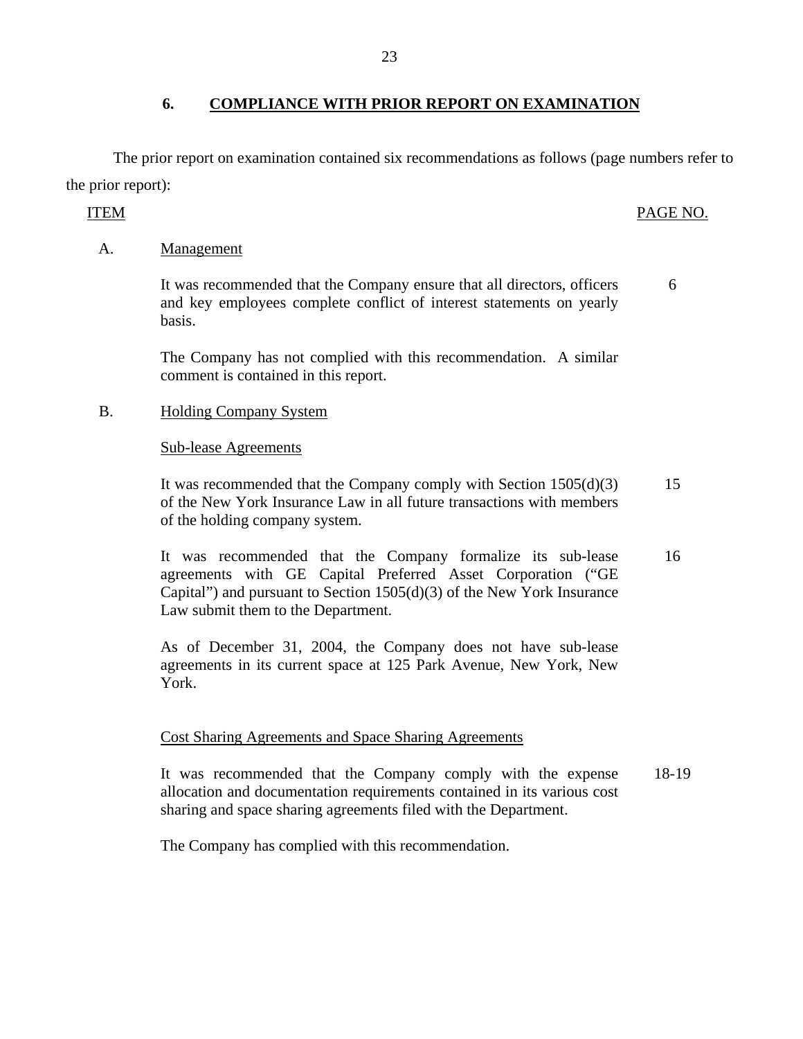## 6. COMPLIANCE WITH PRIOR REPORT ON EXAMINATION

The prior report on examination contained six recommendations as follows (page numbers refer to the prior report):

| ITEM | | PAGE NO. |
|---|---|---|
| A. | Management | |
| | It was recommended that the Company ensure that all directors, officers and key employees complete conflict of interest statements on yearly basis. | 6 |
| | The Company has not complied with this recommendation. A similar comment is contained in this report. | |
| B. | Holding Company System | |
| | Sub-lease Agreements | |
| | It was recommended that the Company comply with Section 1505(d)(3) of the New York Insurance Law in all future transactions with members of the holding company system. | 15 |
| | It was recommended that the Company formalize its sub-lease agreements with GE Capital Preferred Asset Corporation ("GE Capital") and pursuant to Section 1505(d)(3) of the New York Insurance Law submit them to the Department. | 16 |
| | As of December 31, 2004, the Company does not have sub-lease agreements in its current space at 125 Park Avenue, New York, New York. | |
| | Cost Sharing Agreements and Space Sharing Agreements | |
| | It was recommended that the Company comply with the expense allocation and documentation requirements contained in its various cost sharing and space sharing agreements filed with the Department. | 18-19 |
| | The Company has complied with this recommendation. | |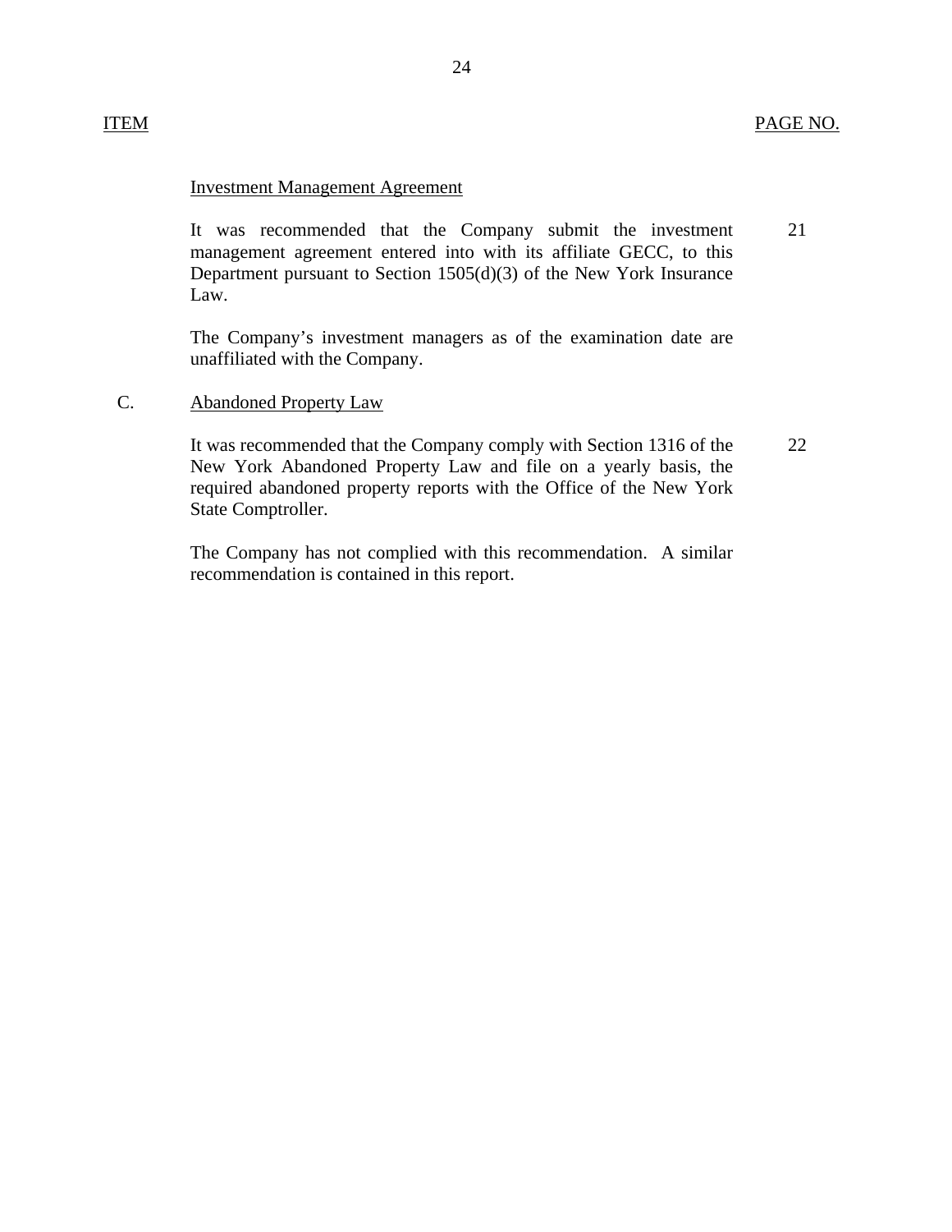| ITEM | | PAGE NO. |
|---|---|---|
| | Investment Management Agreement | |
| | It was recommended that the Company submit the investment management agreement entered into with its affiliate GECC, to this Department pursuant to Section 1505(d)(3) of the New York Insurance Law. | 21 |
| | The Company's investment managers as of the examination date are unaffiliated with the Company. | |
| C. | Abandoned Property Law | |
| | It was recommended that the Company comply with Section 1316 of the New York Abandoned Property Law and file on a yearly basis, the required abandoned property reports with the Office of the New York State Comptroller. | 22 |
| | The Company has not complied with this recommendation. A similar recommendation is contained in this report. | |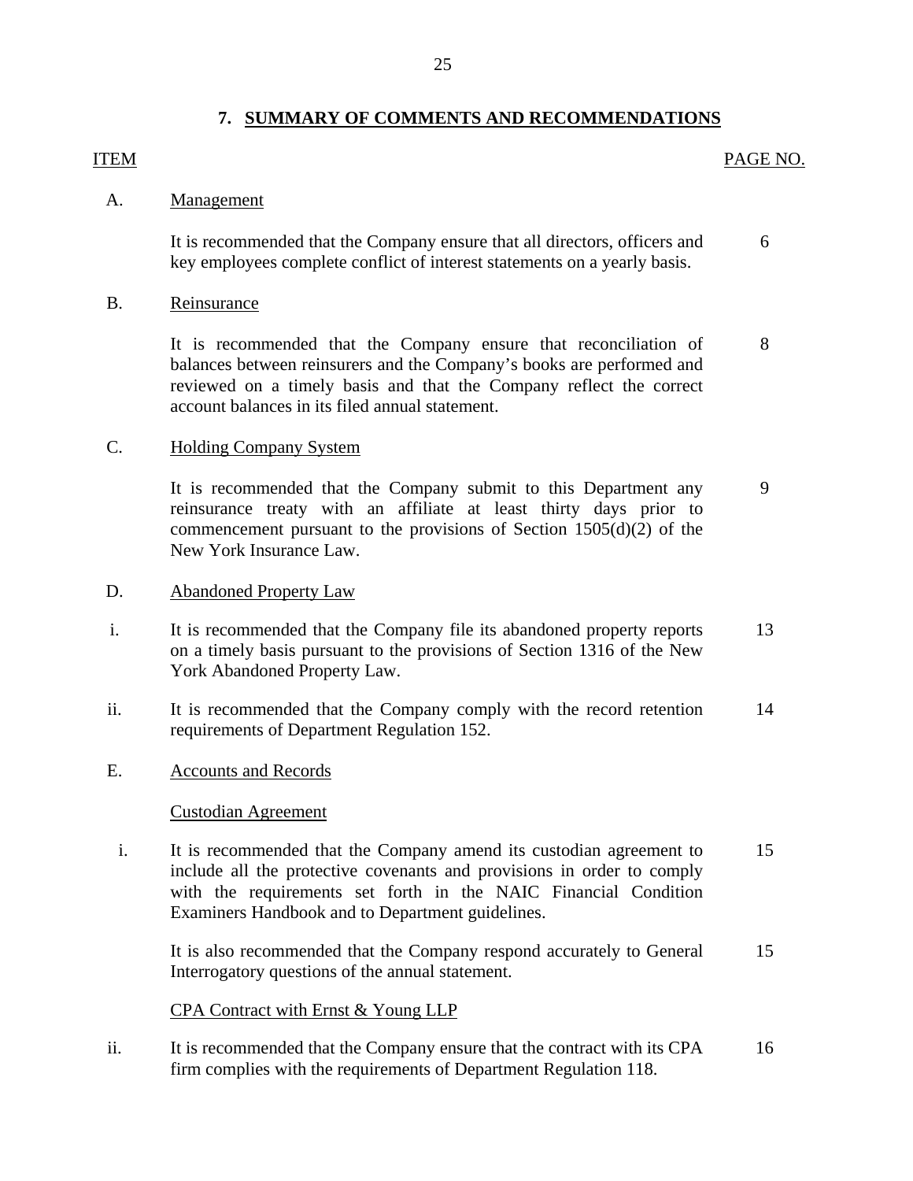## 7. SUMMARY OF COMMENTS AND RECOMMENDATIONS

| ITEM | | PAGE NO. |
|---|---|---|
| A. | Management | |
| | It is recommended that the Company ensure that all directors, officers and key employees complete conflict of interest statements on a yearly basis. | 6 |
| B. | Reinsurance | |
| | It is recommended that the Company ensure that reconciliation of balances between reinsurers and the Company's books are performed and reviewed on a timely basis and that the Company reflect the correct account balances in its filed annual statement. | 8 |
| C. | Holding Company System | |
| | It is recommended that the Company submit to this Department any reinsurance treaty with an affiliate at least thirty days prior to commencement pursuant to the provisions of Section 1505(d)(2) of the New York Insurance Law. | 9 |
| D. | Abandoned Property Law | |
| i. | It is recommended that the Company file its abandoned property reports on a timely basis pursuant to the provisions of Section 1316 of the New York Abandoned Property Law. | 13 |
| ii. | It is recommended that the Company comply with the record retention requirements of Department Regulation 152. | 14 |
| E. | Accounts and Records | |
| | Custodian Agreement | |
| i. | It is recommended that the Company amend its custodian agreement to include all the protective covenants and provisions in order to comply with the requirements set forth in the NAIC Financial Condition Examiners Handbook and to Department guidelines. | 15 |
| | It is also recommended that the Company respond accurately to General Interrogatory questions of the annual statement. | 15 |
| | CPA Contract with Ernst & Young LLP | |
| ii. | It is recommended that the Company ensure that the contract with its CPA firm complies with the requirements of Department Regulation 118. | 16 |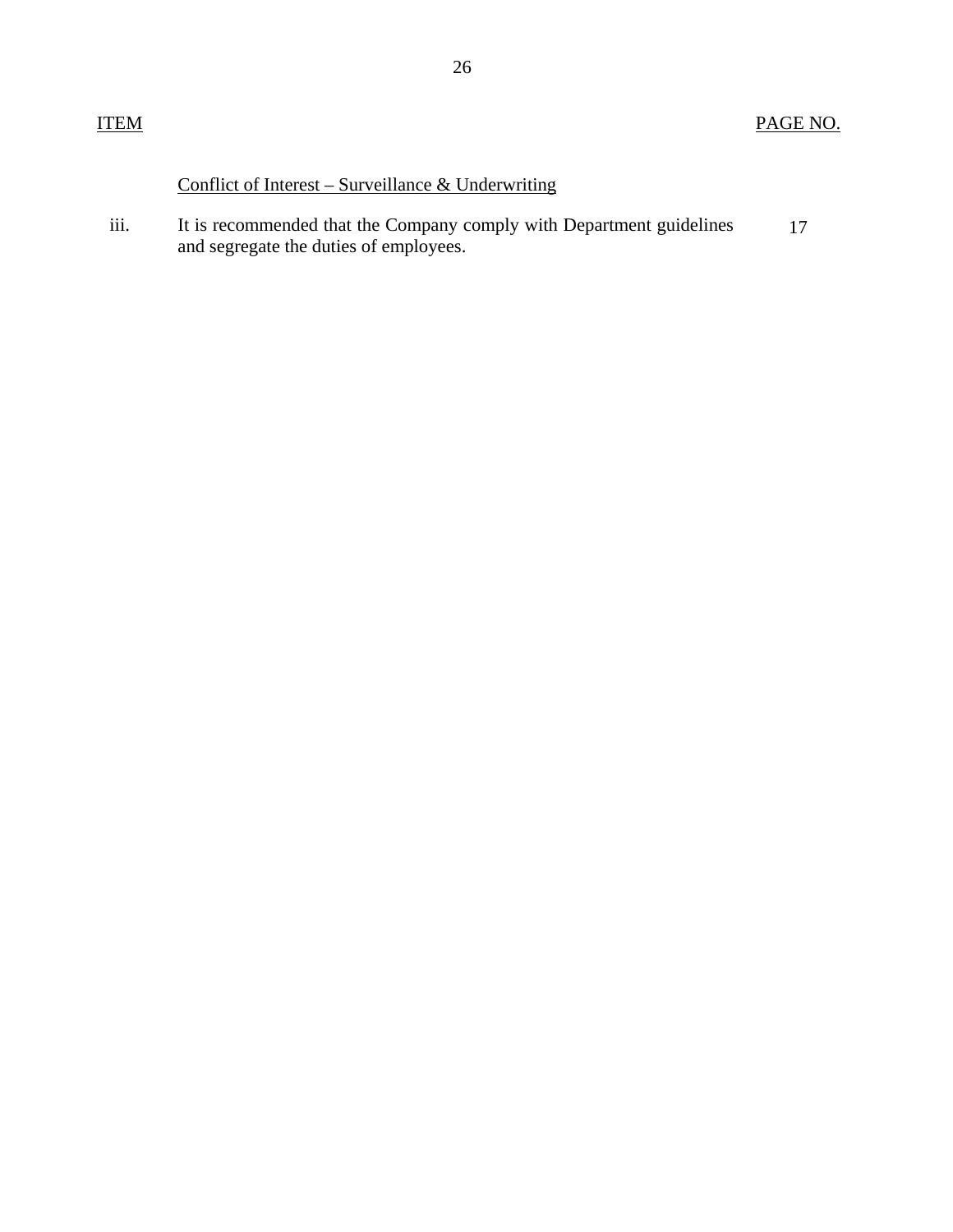| ITEM | | PAGE NO. |
|---|---|---|
| | Conflict of Interest – Surveillance & Underwriting | |
| iii. | It is recommended that the Company comply with Department guidelines and segregate the duties of employees. | 17 |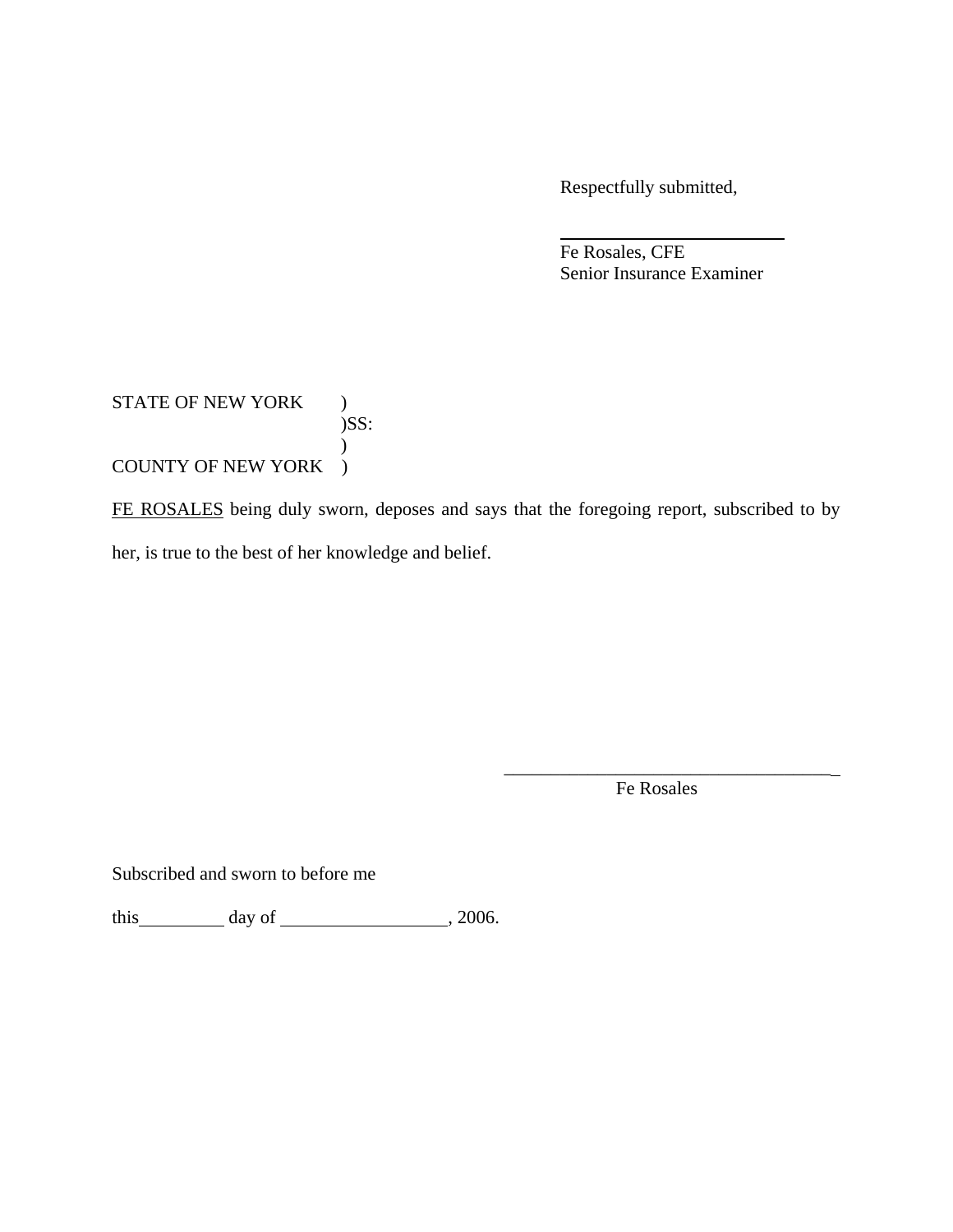Respectfully submitted,

_________________________

Fe Rosales, CFE
Senior Insurance Examiner

STATE OF NEW YORK )
)SS:
)
COUNTY OF NEW YORK )

FE ROSALES being duly sworn, deposes and says that the foregoing report, subscribed to by her, is true to the best of her knowledge and belief.

_____________________________________

Fe Rosales

Subscribed and sworn to before me

this_________ day of _________________, 2006.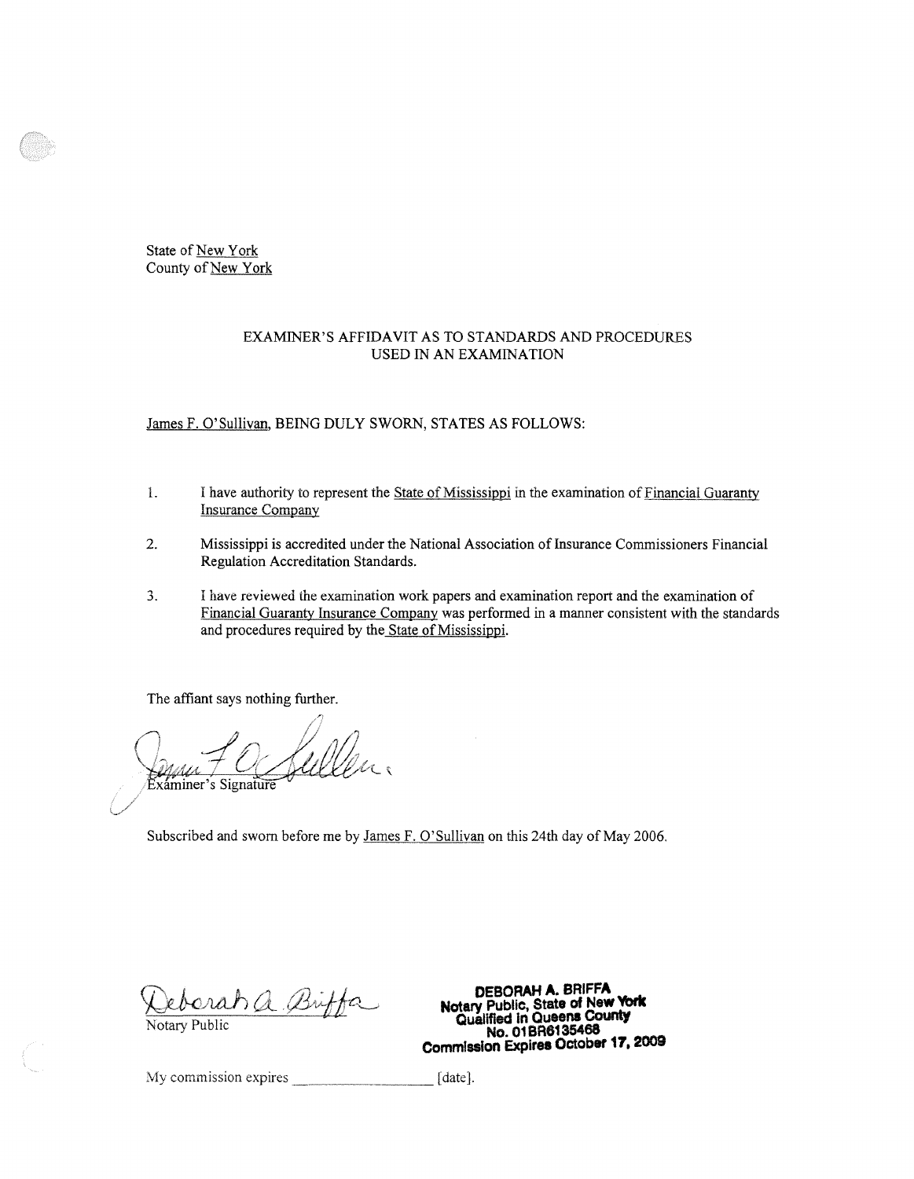State of New York
County of New York

## EXAMINER'S AFFIDAVIT AS TO STANDARDS AND PROCEDURES USED IN AN EXAMINATION

James F. O'Sullivan, BEING DULY SWORN, STATES AS FOLLOWS:

1. I have authority to represent the State of Mississippi in the examination of Financial Guaranty Insurance Company

2. Mississippi is accredited under the National Association of Insurance Commissioners Financial Regulation Accreditation Standards.

3. I have reviewed the examination work papers and examination report and the examination of Financial Guaranty Insurance Company was performed in a manner consistent with the standards and procedures required by the State of Mississippi.

The affiant says nothing further.

Examiner's Signature

Subscribed and sworn before me by James F. O'Sullivan on this 24th day of May 2006.

Notary Public

**DEBORAH A. BRIFFA**
**Notary Public, State of New York**
**Qualified in Queens County**
**No. 01BR6135468**
**Commission Expires October 17, 2009**

My commission expires ____________ [date].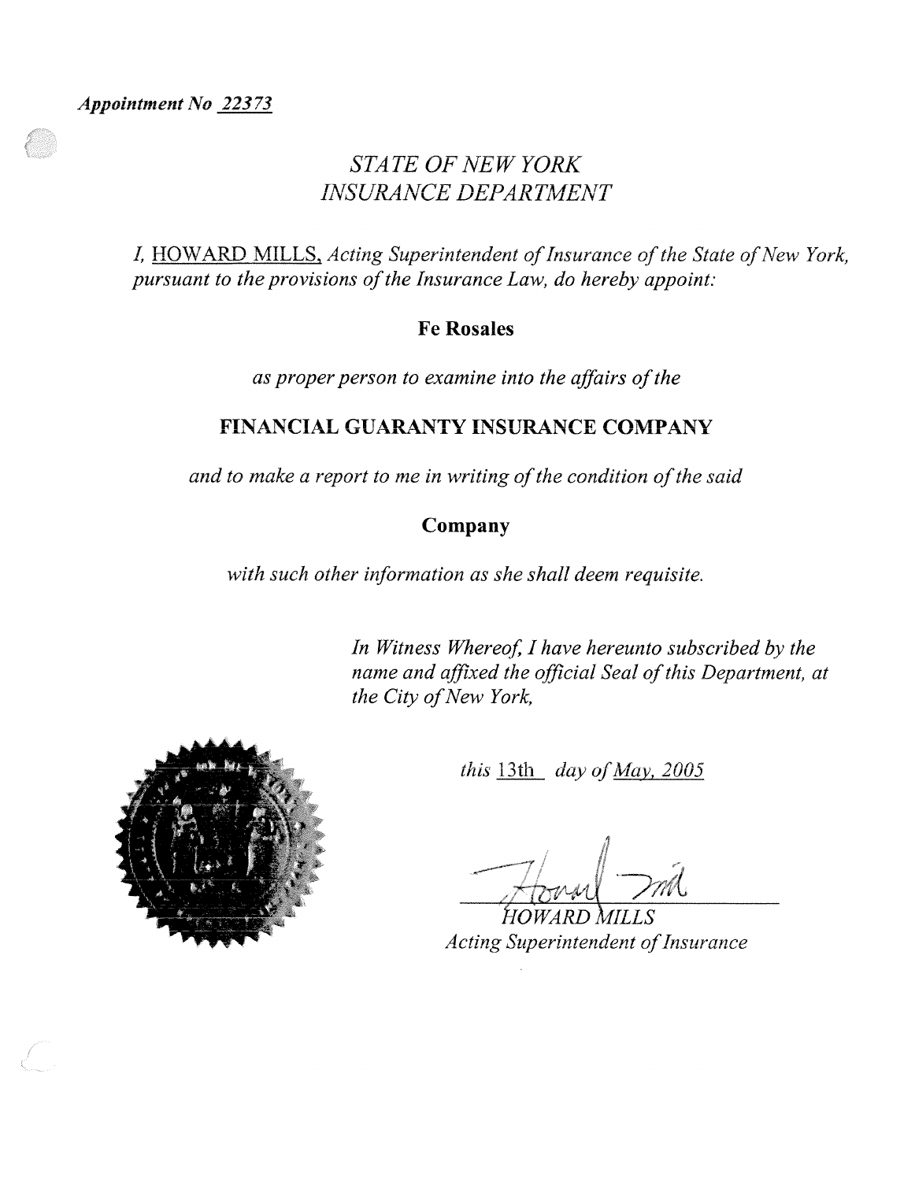*Appointment No* 22373

## *STATE OF NEW YORK*
## *INSURANCE DEPARTMENT*

*I,* HOWARD MILLS, *Acting Superintendent of Insurance of the State of New York, pursuant to the provisions of the Insurance Law, do hereby appoint:*

**Fe Rosales**

*as proper person to examine into the affairs of the*

**FINANCIAL GUARANTY INSURANCE COMPANY**

*and to make a report to me in writing of the condition of the said*

**Company**

*with such other information as she shall deem requisite.*

*In Witness Whereof, I have hereunto subscribed by the name and affixed the official Seal of this Department, at the City of New York,*

*this* 13th *day of May, 2005*

*HOWARD MILLS*
*Acting Superintendent of Insurance*